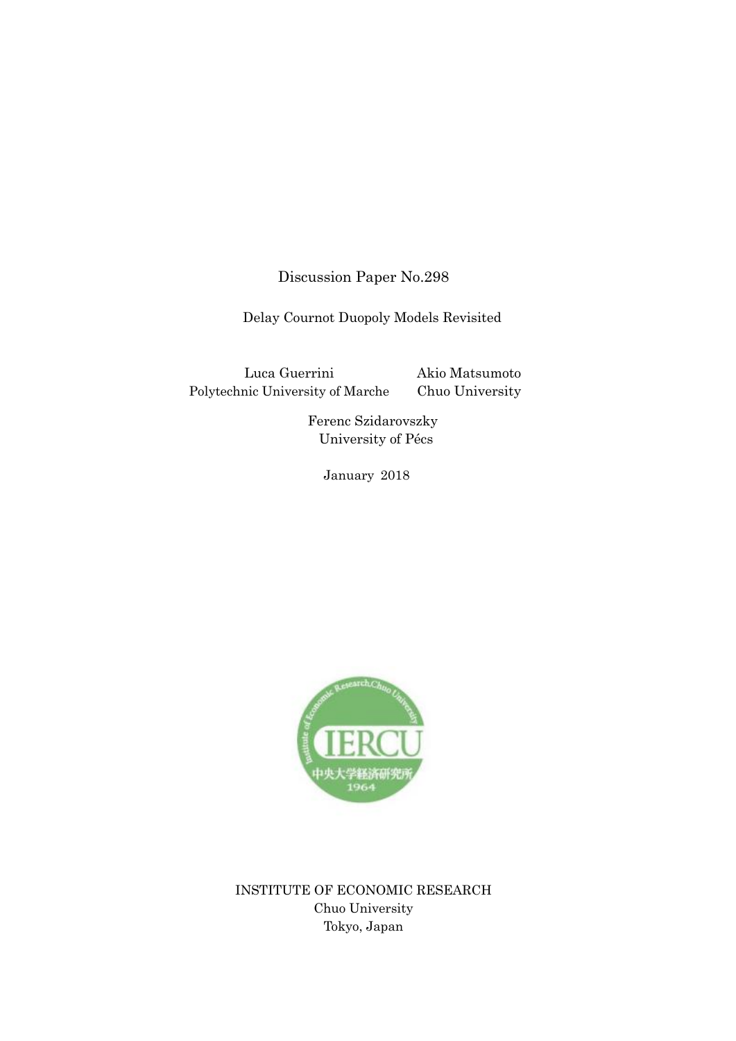Discussion Paper No.298

# Delay Cournot Duopoly Models Revisited

Luca Guerrini
Polytechnic University of Marche

Akio Matsumoto
Chuo University

Ferenc Szidarovszky
University of Pécs

January 2018

INSTITUTE OF ECONOMIC RESEARCH
Chuo University
Tokyo, Japan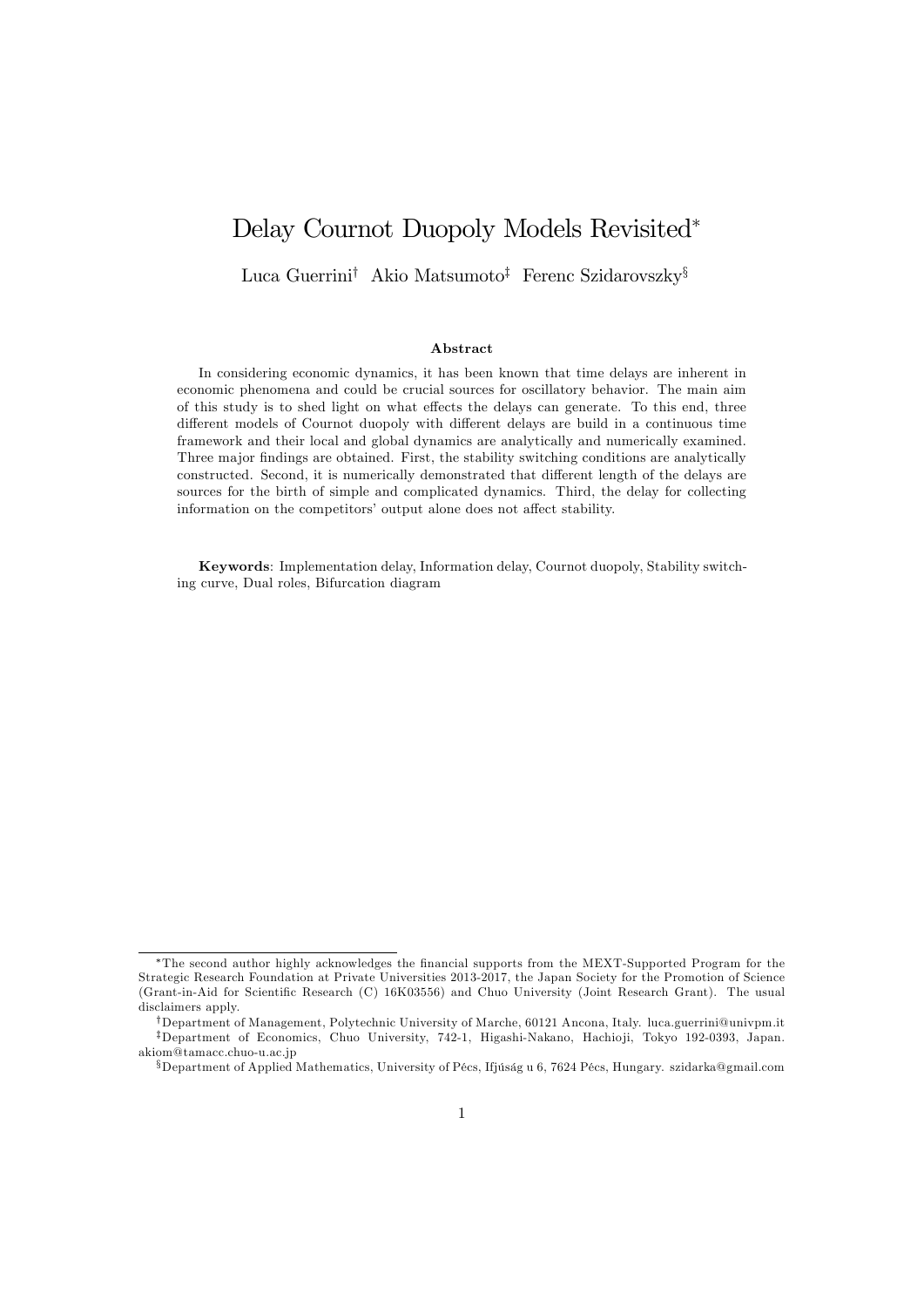# Delay Cournot Duopoly Models Revisited*

Luca Guerrini[†] Akio Matsumoto[‡] Ferenc Szidarovszky[§]

### Abstract

In considering economic dynamics, it has been known that time delays are inherent in economic phenomena and could be crucial sources for oscillatory behavior. The main aim of this study is to shed light on what effects the delays can generate. To this end, three different models of Cournot duopoly with different delays are build in a continuous time framework and their local and global dynamics are analytically and numerically examined. Three major findings are obtained. First, the stability switching conditions are analytically constructed. Second, it is numerically demonstrated that different length of the delays are sources for the birth of simple and complicated dynamics. Third, the delay for collecting information on the competitors' output alone does not affect stability.

**Keywords**: Implementation delay, Information delay, Cournot duopoly, Stability switching curve, Dual roles, Bifurcation diagram

---

*The second author highly acknowledges the financial supports from the MEXT-Supported Program for the Strategic Research Foundation at Private Universities 2013-2017, the Japan Society for the Promotion of Science (Grant-in-Aid for Scientific Research (C) 16K03556) and Chuo University (Joint Research Grant). The usual disclaimers apply.

[†]Department of Management, Polytechnic University of Marche, 60121 Ancona, Italy. luca.guerrini@univpm.it

[‡]Department of Economics, Chuo University, 742-1, Higashi-Nakano, Hachioji, Tokyo 192-0393, Japan. akiom@tamacc.chuo-u.ac.jp

[§]Department of Applied Mathematics, University of Pécs, Ifjúság u 6, 7624 Pécs, Hungary. szidarka@gmail.com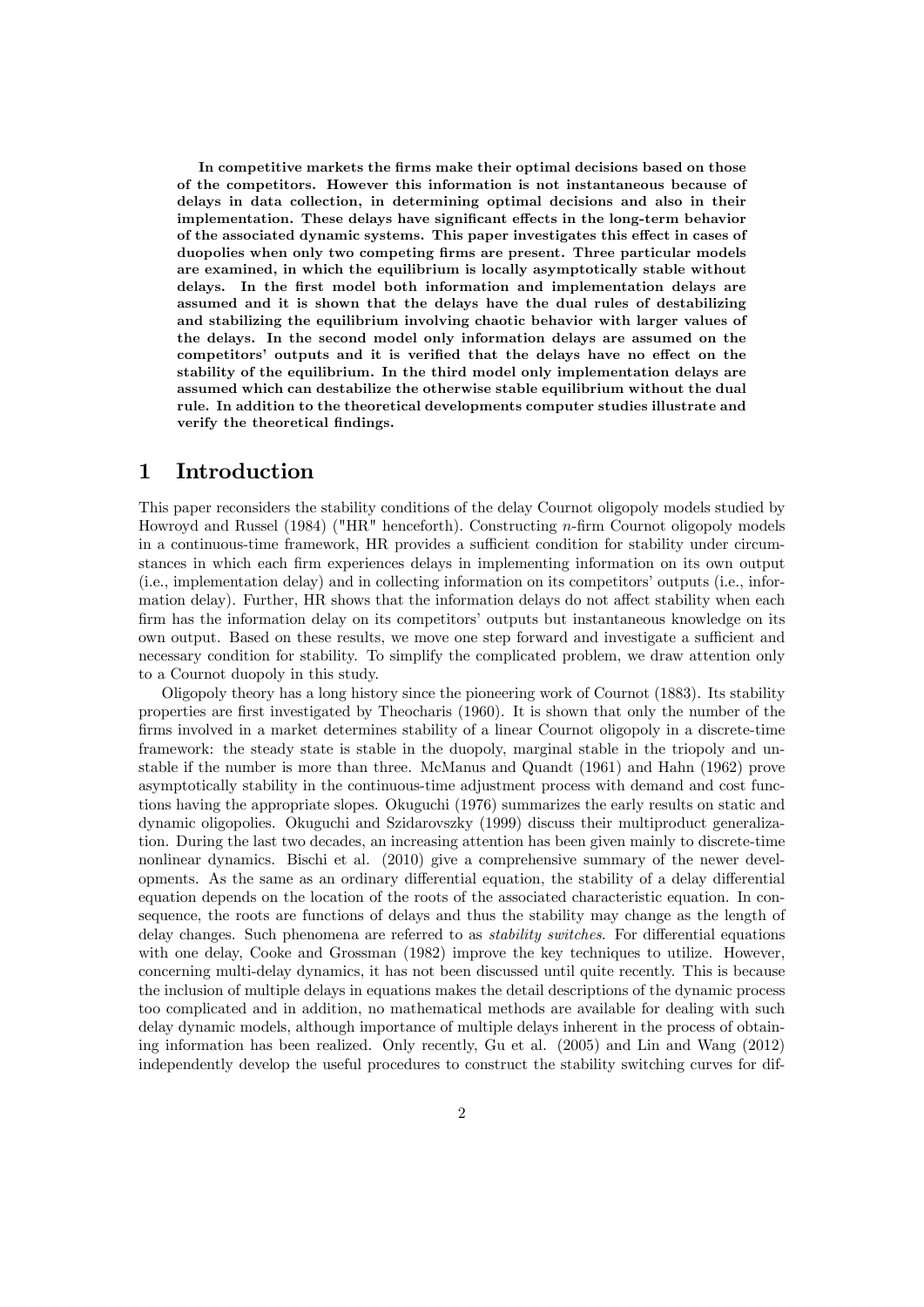**In competitive markets the firms make their optimal decisions based on those of the competitors. However this information is not instantaneous because of delays in data collection, in determining optimal decisions and also in their implementation. These delays have significant effects in the long-term behavior of the associated dynamic systems. This paper investigates this effect in cases of duopolies when only two competing firms are present. Three particular models are examined, in which the equilibrium is locally asymptotically stable without delays. In the first model both information and implementation delays are assumed and it is shown that the delays have the dual rules of destabilizing and stabilizing the equilibrium involving chaotic behavior with larger values of the delays. In the second model only information delays are assumed on the competitors' outputs and it is verified that the delays have no effect on the stability of the equilibrium. In the third model only implementation delays are assumed which can destabilize the otherwise stable equilibrium without the dual rule. In addition to the theoretical developments computer studies illustrate and verify the theoretical findings.**

## 1 Introduction

This paper reconsiders the stability conditions of the delay Cournot oligopoly models studied by Howroyd and Russel (1984) ("HR" henceforth). Constructing $n$-firm Cournot oligopoly models in a continuous-time framework, HR provides a sufficient condition for stability under circumstances in which each firm experiences delays in implementing information on its own output (i.e., implementation delay) and in collecting information on its competitors' outputs (i.e., information delay). Further, HR shows that the information delays do not affect stability when each firm has the information delay on its competitors' outputs but instantaneous knowledge on its own output. Based on these results, we move one step forward and investigate a sufficient and necessary condition for stability. To simplify the complicated problem, we draw attention only to a Cournot duopoly in this study.

Oligopoly theory has a long history since the pioneering work of Cournot (1883). Its stability properties are first investigated by Theocharis (1960). It is shown that only the number of the firms involved in a market determines stability of a linear Cournot oligopoly in a discrete-time framework: the steady state is stable in the duopoly, marginal stable in the triopoly and unstable if the number is more than three. McManus and Quandt (1961) and Hahn (1962) prove asymptotically stability in the continuous-time adjustment process with demand and cost functions having the appropriate slopes. Okuguchi (1976) summarizes the early results on static and dynamic oligopolies. Okuguchi and Szidarovszky (1999) discuss their multiproduct generalization. During the last two decades, an increasing attention has been given mainly to discrete-time nonlinear dynamics. Bischi et al. (2010) give a comprehensive summary of the newer developments. As the same as an ordinary differential equation, the stability of a delay differential equation depends on the location of the roots of the associated characteristic equation. In consequence, the roots are functions of delays and thus the stability may change as the length of delay changes. Such phenomena are referred to as *stability switches*. For differential equations with one delay, Cooke and Grossman (1982) improve the key techniques to utilize. However, concerning multi-delay dynamics, it has not been discussed until quite recently. This is because the inclusion of multiple delays in equations makes the detail descriptions of the dynamic process too complicated and in addition, no mathematical methods are available for dealing with such delay dynamic models, although importance of multiple delays inherent in the process of obtaining information has been realized. Only recently, Gu et al. (2005) and Lin and Wang (2012) independently develop the useful procedures to construct the stability switching curves for dif-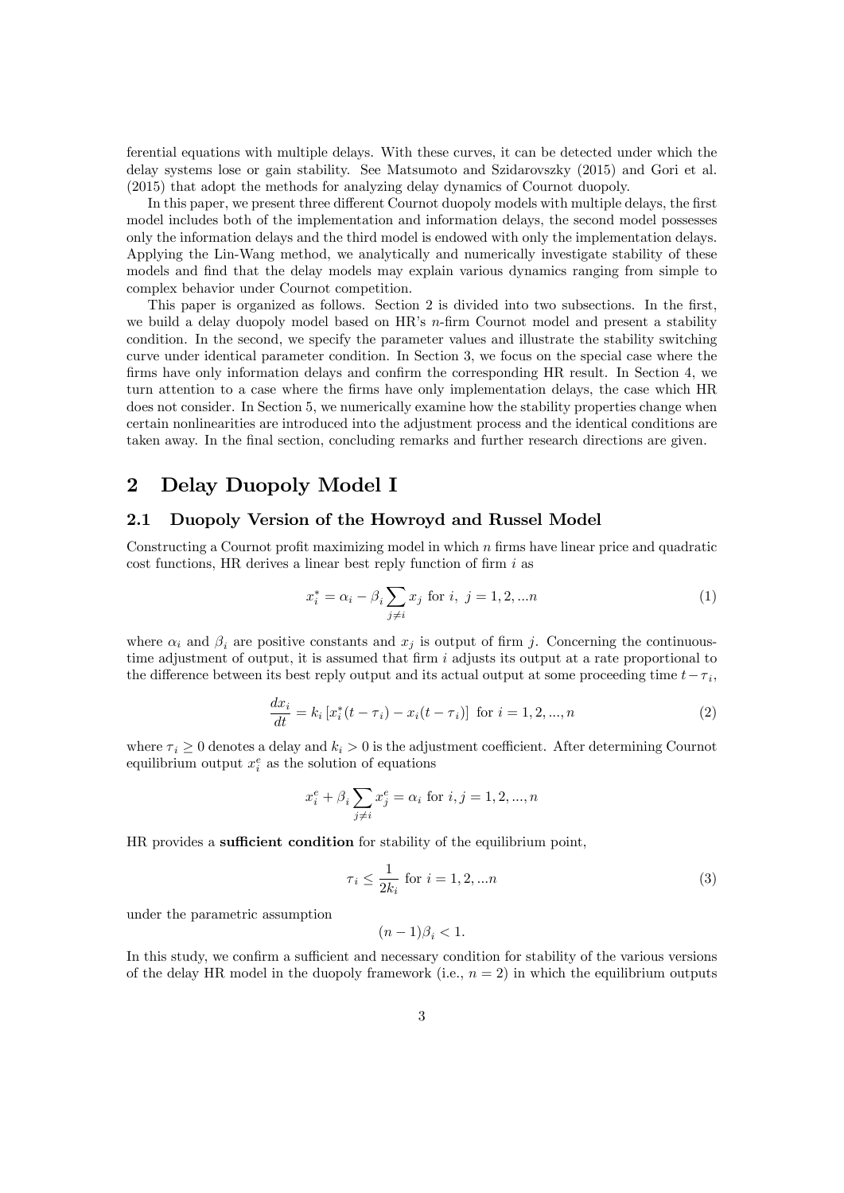ferential equations with multiple delays. With these curves, it can be detected under which the delay systems lose or gain stability. See Matsumoto and Szidarovszky (2015) and Gori et al. (2015) that adopt the methods for analyzing delay dynamics of Cournot duopoly.

In this paper, we present three different Cournot duopoly models with multiple delays, the first model includes both of the implementation and information delays, the second model possesses only the information delays and the third model is endowed with only the implementation delays. Applying the Lin-Wang method, we analytically and numerically investigate stability of these models and find that the delay models may explain various dynamics ranging from simple to complex behavior under Cournot competition.

This paper is organized as follows. Section 2 is divided into two subsections. In the first, we build a delay duopoly model based on HR's $n$-firm Cournot model and present a stability condition. In the second, we specify the parameter values and illustrate the stability switching curve under identical parameter condition. In Section 3, we focus on the special case where the firms have only information delays and confirm the corresponding HR result. In Section 4, we turn attention to a case where the firms have only implementation delays, the case which HR does not consider. In Section 5, we numerically examine how the stability properties change when certain nonlinearities are introduced into the adjustment process and the identical conditions are taken away. In the final section, concluding remarks and further research directions are given.

## 2 Delay Duopoly Model I

### 2.1 Duopoly Version of the Howroyd and Russel Model

Constructing a Cournot profit maximizing model in which $n$ firms have linear price and quadratic cost functions, HR derives a linear best reply function of firm $i$ as

$$x_i^* = \alpha_i - \beta_i \sum_{j \neq i} x_j \text{ for } i, \ j = 1, 2, ...n \tag{1}$$

where $\alpha_i$ and $\beta_i$ are positive constants and $x_j$ is output of firm $j$. Concerning the continuous-time adjustment of output, it is assumed that firm $i$ adjusts its output at a rate proportional to the difference between its best reply output and its actual output at some proceeding time $t - \tau_i$,

$$\frac{dx_i}{dt} = k_i \left[ x_i^*(t - \tau_i) - x_i(t - \tau_i) \right] \text{ for } i = 1, 2, ..., n \tag{2}$$

where $\tau_i \geq 0$ denotes a delay and $k_i > 0$ is the adjustment coefficient. After determining Cournot equilibrium output $x_i^e$ as the solution of equations

$$x_i^e + \beta_i \sum_{j \neq i} x_j^e = \alpha_i \text{ for } i, j = 1, 2, ..., n$$

HR provides a **sufficient condition** for stability of the equilibrium point,

$$\tau_i \leq \frac{1}{2k_i} \text{ for } i = 1, 2, ...n \tag{3}$$

under the parametric assumption

$$(n-1)\beta_i < 1.$$

In this study, we confirm a sufficient and necessary condition for stability of the various versions of the delay HR model in the duopoly framework (i.e., $n = 2$) in which the equilibrium outputs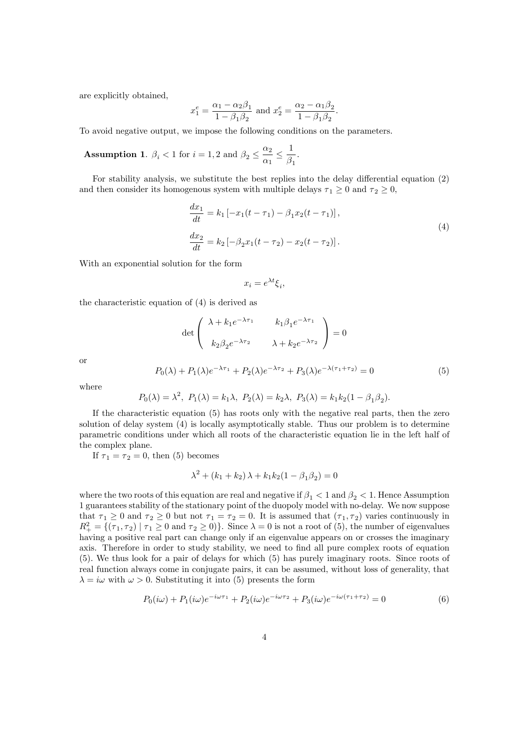are explicitly obtained,

$$x_1^e = \frac{\alpha_1 - \alpha_2\beta_1}{1 - \beta_1\beta_2} \text{ and } x_2^e = \frac{\alpha_2 - \alpha_1\beta_2}{1 - \beta_1\beta_2}.$$

To avoid negative output, we impose the following conditions on the parameters.

**Assumption 1**. $\beta_i < 1$ for $i = 1, 2$ and $\beta_2 \leq \dfrac{\alpha_2}{\alpha_1} \leq \dfrac{1}{\beta_1}$.

For stability analysis, we substitute the best replies into the delay differential equation (2) and then consider its homogenous system with multiple delays $\tau_1 \geq 0$ and $\tau_2 \geq 0$,

$$\begin{aligned} \frac{dx_1}{dt} &= k_1 \left[ -x_1(t - \tau_1) - \beta_1 x_2(t - \tau_1) \right], \\ \frac{dx_2}{dt} &= k_2 \left[ -\beta_2 x_1(t - \tau_2) - x_2(t - \tau_2) \right]. \end{aligned} \tag{4}$$

With an exponential solution for the form

$$x_i = e^{\lambda t} \xi_i,$$

the characteristic equation of (4) is derived as

$$\det \begin{pmatrix} \lambda + k_1 e^{-\lambda \tau_1} & k_1 \beta_1 e^{-\lambda \tau_1} \\ k_2 \beta_2 e^{-\lambda \tau_2} & \lambda + k_2 e^{-\lambda \tau_2} \end{pmatrix} = 0$$

or

$$P_0(\lambda) + P_1(\lambda) e^{-\lambda \tau_1} + P_2(\lambda) e^{-\lambda \tau_2} + P_3(\lambda) e^{-\lambda(\tau_1 + \tau_2)} = 0 \tag{5}$$

where

$$P_0(\lambda) = \lambda^2, \; P_1(\lambda) = k_1 \lambda, \; P_2(\lambda) = k_2 \lambda, \; P_3(\lambda) = k_1 k_2 (1 - \beta_1 \beta_2).$$

If the characteristic equation (5) has roots only with the negative real parts, then the zero solution of delay system (4) is locally asymptotically stable. Thus our problem is to determine parametric conditions under which all roots of the characteristic equation lie in the left half of the complex plane.

If $\tau_1 = \tau_2 = 0$, then (5) becomes

$$\lambda^2 + (k_1 + k_2) \lambda + k_1 k_2 (1 - \beta_1 \beta_2) = 0$$

where the two roots of this equation are real and negative if $\beta_1 < 1$ and $\beta_2 < 1$. Hence Assumption 1 guarantees stability of the stationary point of the duopoly model with no-delay. We now suppose that $\tau_1 \geq 0$ and $\tau_2 \geq 0$ but not $\tau_1 = \tau_2 = 0$. It is assumed that $(\tau_1, \tau_2)$ varies continuously in $R_+^2 = \{(\tau_1, \tau_2) \mid \tau_1 \geq 0 \text{ and } \tau_2 \geq 0)\}$. Since $\lambda = 0$ is not a root of (5), the number of eigenvalues having a positive real part can change only if an eigenvalue appears on or crosses the imaginary axis. Therefore in order to study stability, we need to find all pure complex roots of equation (5). We thus look for a pair of delays for which (5) has purely imaginary roots. Since roots of real function always come in conjugate pairs, it can be assumed, without loss of generality, that $\lambda = i\omega$ with $\omega > 0$. Substituting it into (5) presents the form

$$P_0(i\omega) + P_1(i\omega) e^{-i\omega \tau_1} + P_2(i\omega) e^{-i\omega \tau_2} + P_3(i\omega) e^{-i\omega(\tau_1 + \tau_2)} = 0 \tag{6}$$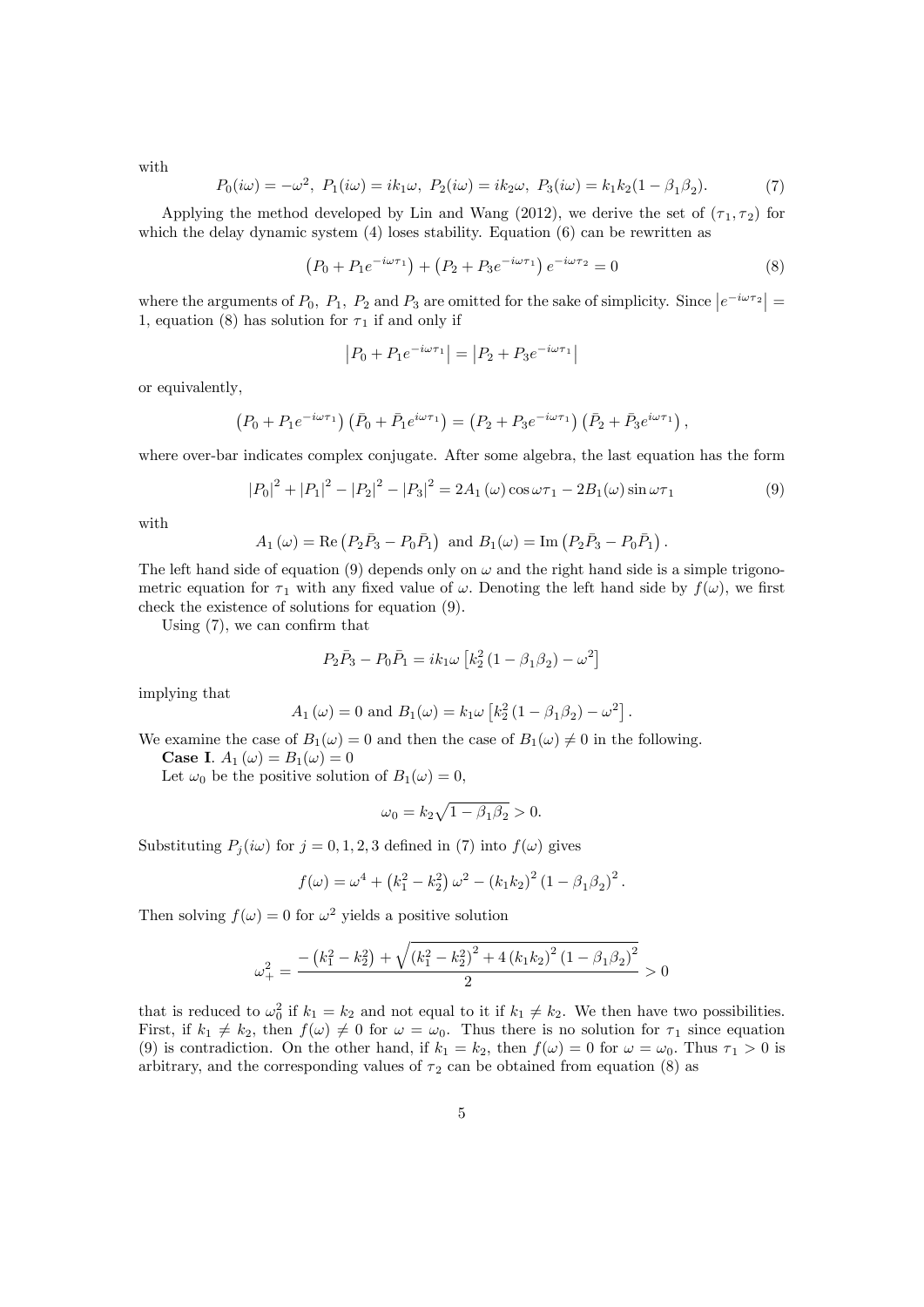with

$$P_0(i\omega) = -\omega^2,\ P_1(i\omega) = ik_1\omega,\ P_2(i\omega) = ik_2\omega,\ P_3(i\omega) = k_1k_2(1-\beta_1\beta_2). \tag{7}$$

Applying the method developed by Lin and Wang (2012), we derive the set of $(\tau_1, \tau_2)$ for which the delay dynamic system (4) loses stability. Equation (6) can be rewritten as

$$\left(P_0 + P_1 e^{-i\omega\tau_1}\right) + \left(P_2 + P_3 e^{-i\omega\tau_1}\right) e^{-i\omega\tau_2} = 0 \tag{8}$$

where the arguments of $P_0,\ P_1,\ P_2$ and $P_3$ are omitted for the sake of simplicity. Since $\left|e^{-i\omega\tau_2}\right| = 1$, equation (8) has solution for $\tau_1$ if and only if

$$\left|P_0 + P_1 e^{-i\omega\tau_1}\right| = \left|P_2 + P_3 e^{-i\omega\tau_1}\right|$$

or equivalently,

$$\left(P_0 + P_1 e^{-i\omega\tau_1}\right)\left(\bar{P}_0 + \bar{P}_1 e^{i\omega\tau_1}\right) = \left(P_2 + P_3 e^{-i\omega\tau_1}\right)\left(\bar{P}_2 + \bar{P}_3 e^{i\omega\tau_1}\right),$$

where over-bar indicates complex conjugate. After some algebra, the last equation has the form

$$|P_0|^2 + |P_1|^2 - |P_2|^2 - |P_3|^2 = 2A_1(\omega)\cos\omega\tau_1 - 2B_1(\omega)\sin\omega\tau_1 \tag{9}$$

with

$$A_1(\omega) = \operatorname{Re}\left(P_2\bar{P}_3 - P_0\bar{P}_1\right) \text{ and } B_1(\omega) = \operatorname{Im}\left(P_2\bar{P}_3 - P_0\bar{P}_1\right).$$

The left hand side of equation (9) depends only on $\omega$ and the right hand side is a simple trigonometric equation for $\tau_1$ with any fixed value of $\omega$. Denoting the left hand side by $f(\omega)$, we first check the existence of solutions for equation (9).

Using (7), we can confirm that

$$P_2\bar{P}_3 - P_0\bar{P}_1 = ik_1\omega\left[k_2^2\left(1-\beta_1\beta_2\right) - \omega^2\right]$$

implying that

$$A_1(\omega) = 0 \text{ and } B_1(\omega) = k_1\omega\left[k_2^2\left(1-\beta_1\beta_2\right) - \omega^2\right].$$

We examine the case of $B_1(\omega) = 0$ and then the case of $B_1(\omega) \neq 0$ in the following.

**Case I**. $A_1(\omega) = B_1(\omega) = 0$

Let $\omega_0$ be the positive solution of $B_1(\omega) = 0$,

$$\omega_0 = k_2\sqrt{1-\beta_1\beta_2} > 0.$$

Substituting $P_j(i\omega)$ for $j = 0, 1, 2, 3$ defined in (7) into $f(\omega)$ gives

$$f(\omega) = \omega^4 + \left(k_1^2 - k_2^2\right)\omega^2 - \left(k_1k_2\right)^2\left(1-\beta_1\beta_2\right)^2.$$

Then solving $f(\omega) = 0$ for $\omega^2$ yields a positive solution

$$\omega_+^2 = \frac{-\left(k_1^2 - k_2^2\right) + \sqrt{\left(k_1^2 - k_2^2\right)^2 + 4\left(k_1k_2\right)^2\left(1-\beta_1\beta_2\right)^2}}{2} > 0$$

that is reduced to $\omega_0^2$ if $k_1 = k_2$ and not equal to it if $k_1 \neq k_2$. We then have two possibilities. First, if $k_1 \neq k_2$, then $f(\omega) \neq 0$ for $\omega = \omega_0$. Thus there is no solution for $\tau_1$ since equation (9) is contradiction. On the other hand, if $k_1 = k_2$, then $f(\omega) = 0$ for $\omega = \omega_0$. Thus $\tau_1 > 0$ is arbitrary, and the corresponding values of $\tau_2$ can be obtained from equation (8) as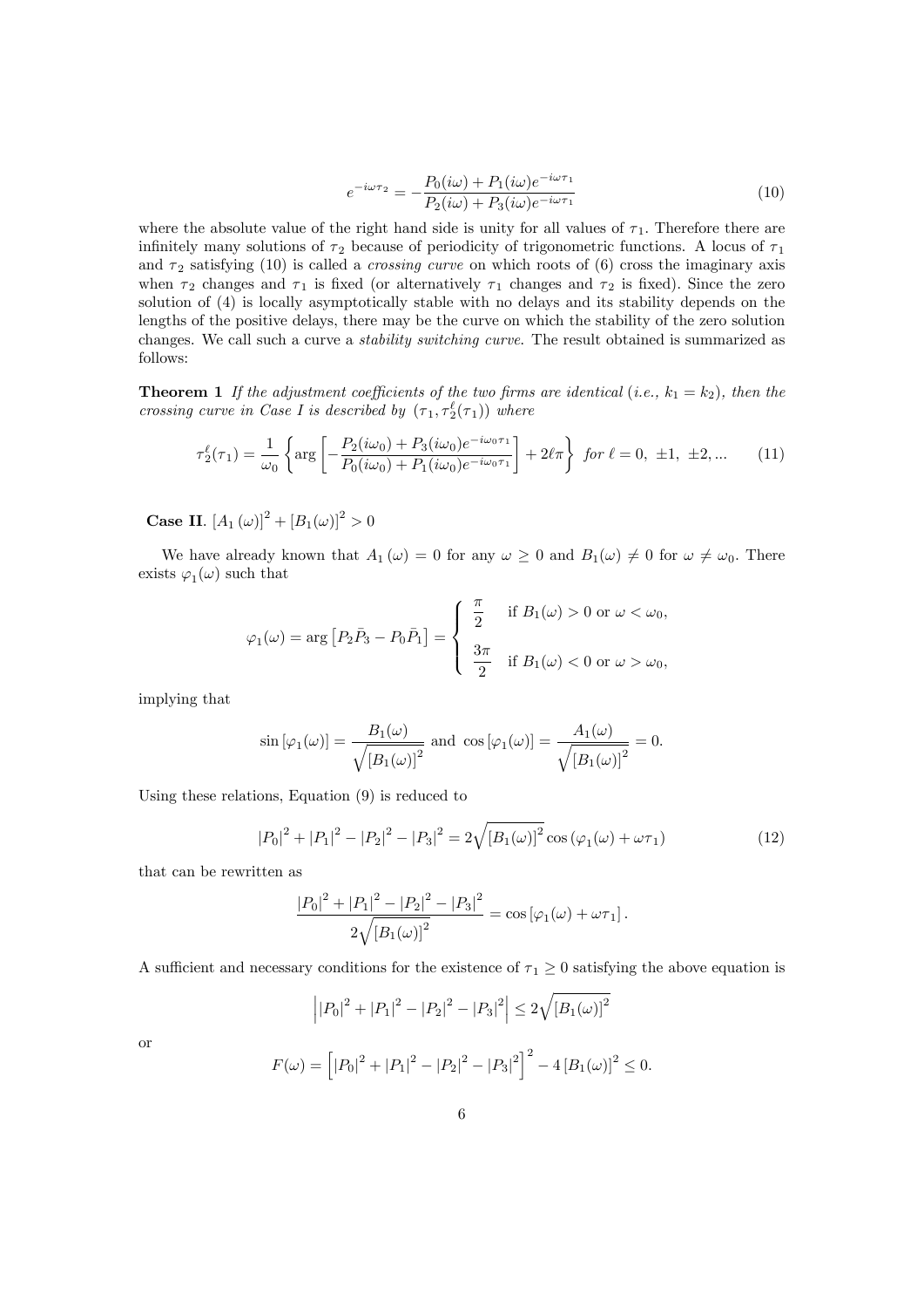$$e^{-i\omega\tau_2} = -\frac{P_0(i\omega) + P_1(i\omega)e^{-i\omega\tau_1}}{P_2(i\omega) + P_3(i\omega)e^{-i\omega\tau_1}} \tag{10}$$

where the absolute value of the right hand side is unity for all values of $\tau_1$. Therefore there are infinitely many solutions of $\tau_2$ because of periodicity of trigonometric functions. A locus of $\tau_1$ and $\tau_2$ satisfying (10) is called a *crossing curve* on which roots of (6) cross the imaginary axis when $\tau_2$ changes and $\tau_1$ is fixed (or alternatively $\tau_1$ changes and $\tau_2$ is fixed). Since the zero solution of (4) is locally asymptotically stable with no delays and its stability depends on the lengths of the positive delays, there may be the curve on which the stability of the zero solution changes. We call such a curve a *stability switching curve*. The result obtained is summarized as follows:

**Theorem 1** *If the adjustment coefficients of the two firms are identical (i.e., $k_1 = k_2$), then the crossing curve in Case I is described by $(\tau_1, \tau_2^\ell(\tau_1))$ where*

$$\tau_2^\ell(\tau_1) = \frac{1}{\omega_0}\left\{\arg\left[-\frac{P_2(i\omega_0) + P_3(i\omega_0)e^{-i\omega_0\tau_1}}{P_0(i\omega_0) + P_1(i\omega_0)e^{-i\omega_0\tau_1}}\right] + 2\ell\pi\right\} \text{ for } \ell = 0, \pm 1, \pm 2, ... \tag{11}$$

**Case II**. $[A_1(\omega)]^2 + [B_1(\omega)]^2 > 0$

We have already known that $A_1(\omega) = 0$ for any $\omega \geq 0$ and $B_1(\omega) \neq 0$ for $\omega \neq \omega_0$. There exists $\varphi_1(\omega)$ such that

$$\varphi_1(\omega) = \arg\left[P_2\bar{P}_3 - P_0\bar{P}_1\right] = \begin{cases} \dfrac{\pi}{2} & \text{if } B_1(\omega) > 0 \text{ or } \omega < \omega_0, \\[2ex] \dfrac{3\pi}{2} & \text{if } B_1(\omega) < 0 \text{ or } \omega > \omega_0, \end{cases}$$

implying that

$$\sin[\varphi_1(\omega)] = \frac{B_1(\omega)}{\sqrt{[B_1(\omega)]^2}} \text{ and } \cos[\varphi_1(\omega)] = \frac{A_1(\omega)}{\sqrt{[B_1(\omega)]^2}} = 0.$$

Using these relations, Equation (9) is reduced to

$$|P_0|^2 + |P_1|^2 - |P_2|^2 - |P_3|^2 = 2\sqrt{[B_1(\omega)]^2}\cos(\varphi_1(\omega) + \omega\tau_1) \tag{12}$$

that can be rewritten as

$$\frac{|P_0|^2 + |P_1|^2 - |P_2|^2 - |P_3|^2}{2\sqrt{[B_1(\omega)]^2}} = \cos[\varphi_1(\omega) + \omega\tau_1].$$

A sufficient and necessary conditions for the existence of $\tau_1 \geq 0$ satisfying the above equation is

$$\left||P_0|^2 + |P_1|^2 - |P_2|^2 - |P_3|^2\right| \leq 2\sqrt{[B_1(\omega)]^2}$$

or

$$F(\omega) = \left[|P_0|^2 + |P_1|^2 - |P_2|^2 - |P_3|^2\right]^2 - 4[B_1(\omega)]^2 \leq 0.$$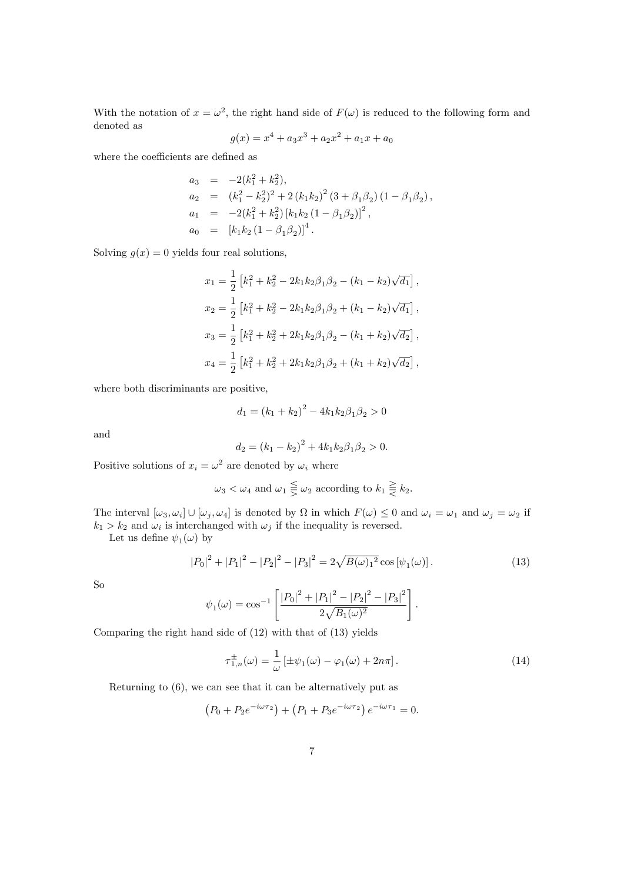With the notation of $x = \omega^2$, the right hand side of $F(\omega)$ is reduced to the following form and denoted as

$$g(x) = x^4 + a_3 x^3 + a_2 x^2 + a_1 x + a_0$$

where the coefficients are defined as

$$\begin{aligned}
a_3 &= -2(k_1^2 + k_2^2), \\
a_2 &= (k_1^2 - k_2^2)^2 + 2\left(k_1 k_2\right)^2 \left(3 + \beta_1 \beta_2\right)\left(1 - \beta_1 \beta_2\right), \\
a_1 &= -2(k_1^2 + k_2^2)\left[k_1 k_2 \left(1 - \beta_1 \beta_2\right)\right]^2, \\
a_0 &= \left[k_1 k_2 \left(1 - \beta_1 \beta_2\right)\right]^4.
\end{aligned}$$

Solving $g(x) = 0$ yields four real solutions,

$$x_1 = \frac{1}{2}\left[k_1^2 + k_2^2 - 2k_1 k_2 \beta_1 \beta_2 - (k_1 - k_2)\sqrt{d_1}\right],$$

$$x_2 = \frac{1}{2}\left[k_1^2 + k_2^2 - 2k_1 k_2 \beta_1 \beta_2 + (k_1 - k_2)\sqrt{d_1}\right],$$

$$x_3 = \frac{1}{2}\left[k_1^2 + k_2^2 + 2k_1 k_2 \beta_1 \beta_2 - (k_1 + k_2)\sqrt{d_2}\right],$$

$$x_4 = \frac{1}{2}\left[k_1^2 + k_2^2 + 2k_1 k_2 \beta_1 \beta_2 + (k_1 + k_2)\sqrt{d_2}\right],$$

where both discriminants are positive,

$$d_1 = \left(k_1 + k_2\right)^2 - 4k_1 k_2 \beta_1 \beta_2 > 0$$

and

$$d_2 = \left(k_1 - k_2\right)^2 + 4k_1 k_2 \beta_1 \beta_2 > 0.$$

Positive solutions of $x_i = \omega^2$ are denoted by $\omega_i$ where

$$\omega_3 < \omega_4 \text{ and } \omega_1 \lesseqqgtr \omega_2 \text{ according to } k_1 \gtreqqless k_2.$$

The interval $[\omega_3, \omega_i] \cup [\omega_j, \omega_4]$ is denoted by $\Omega$ in which $F(\omega) \leq 0$ and $\omega_i = \omega_1$ and $\omega_j = \omega_2$ if $k_1 > k_2$ and $\omega_i$ is interchanged with $\omega_j$ if the inequality is reversed.

Let us define $\psi_1(\omega)$ by

$$\left|P_0\right|^2 + \left|P_1\right|^2 - \left|P_2\right|^2 - \left|P_3\right|^2 = 2\sqrt{B(\omega)_1^2}\cos\left[\psi_1(\omega)\right]. \tag{13}$$

So

$$\psi_1(\omega) = \cos^{-1}\left[\frac{\left|P_0\right|^2 + \left|P_1\right|^2 - \left|P_2\right|^2 - \left|P_3\right|^2}{2\sqrt{B_1(\omega)^2}}\right].$$

Comparing the right hand side of (12) with that of (13) yields

$$\tau_{1,n}^{\pm}(\omega) = \frac{1}{\omega}\left[\pm\psi_1(\omega) - \varphi_1(\omega) + 2n\pi\right]. \tag{14}$$

Returning to (6), we can see that it can be alternatively put as

$$\left(P_0 + P_2 e^{-i\omega\tau_2}\right) + \left(P_1 + P_3 e^{-i\omega\tau_2}\right)e^{-i\omega\tau_1} = 0.$$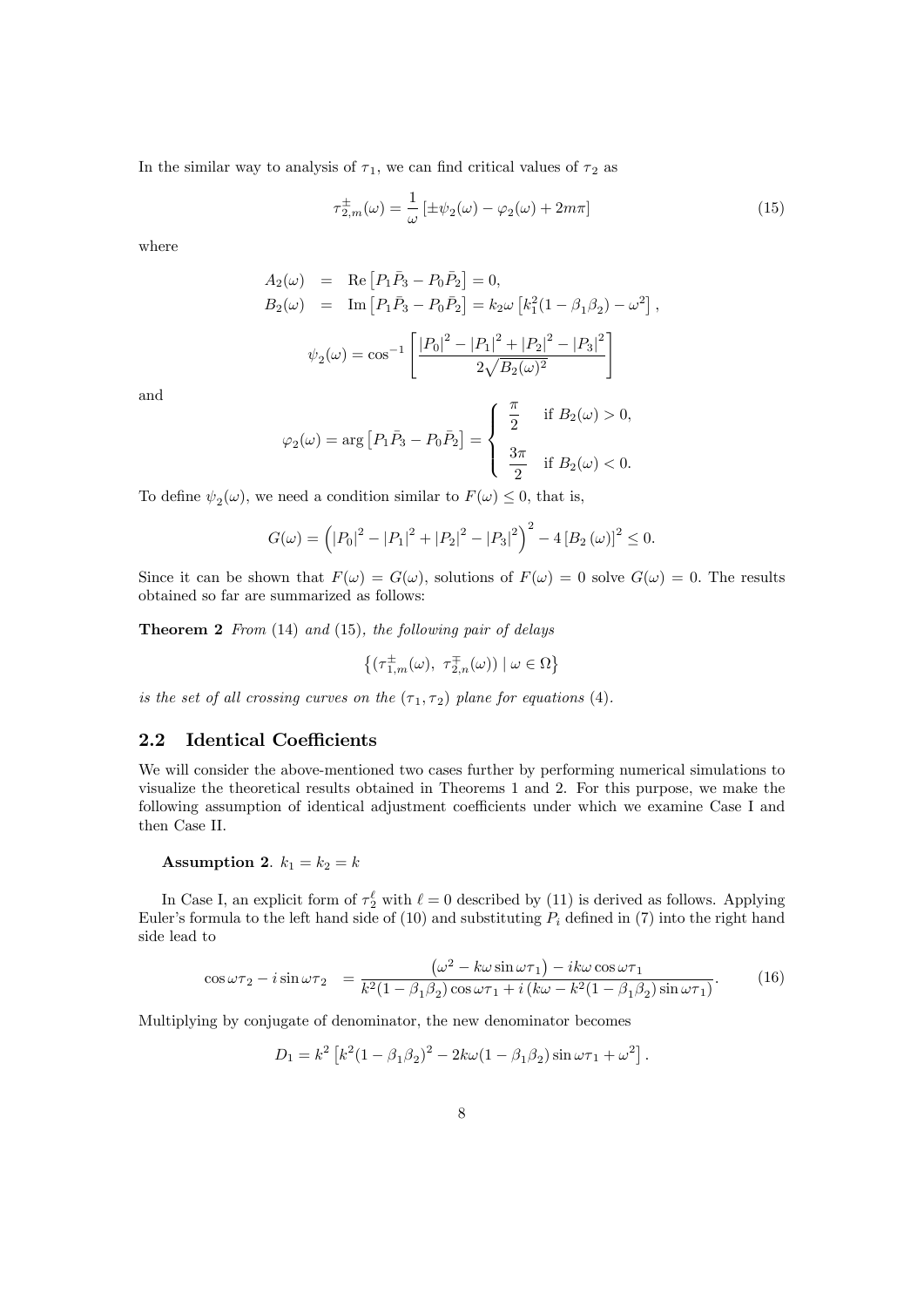In the similar way to analysis of $\tau_1$, we can find critical values of $\tau_2$ as

$$\tau_{2,m}^{\pm}(\omega) = \frac{1}{\omega}\left[\pm\psi_2(\omega) - \varphi_2(\omega) + 2m\pi\right] \tag{15}$$

where

$$\begin{aligned}
A_2(\omega) &= \operatorname{Re}\left[P_1\bar{P}_3 - P_0\bar{P}_2\right] = 0, \\
B_2(\omega) &= \operatorname{Im}\left[P_1\bar{P}_3 - P_0\bar{P}_2\right] = k_2\omega\left[k_1^2(1-\beta_1\beta_2) - \omega^2\right],
\end{aligned}$$

$$\psi_2(\omega) = \cos^{-1}\left[\frac{|P_0|^2 - |P_1|^2 + |P_2|^2 - |P_3|^2}{2\sqrt{B_2(\omega)^2}}\right]$$

and

$$\varphi_2(\omega) = \arg\left[P_1\bar{P}_3 - P_0\bar{P}_2\right] = \begin{cases} \dfrac{\pi}{2} & \text{if } B_2(\omega) > 0, \\ \dfrac{3\pi}{2} & \text{if } B_2(\omega) < 0. \end{cases}$$

To define $\psi_2(\omega)$, we need a condition similar to $F(\omega) \leq 0$, that is,

$$G(\omega) = \left(|P_0|^2 - |P_1|^2 + |P_2|^2 - |P_3|^2\right)^2 - 4\left[B_2(\omega)\right]^2 \leq 0.$$

Since it can be shown that $F(\omega) = G(\omega)$, solutions of $F(\omega) = 0$ solve $G(\omega) = 0$. The results obtained so far are summarized as follows:

**Theorem 2** *From* (14) *and* (15), *the following pair of delays*

$$\left\{\left(\tau_{1,m}^{\pm}(\omega),\ \tau_{2,n}^{\mp}(\omega)\right) \mid \omega \in \Omega\right\}$$

*is the set of all crossing curves on the* $(\tau_1, \tau_2)$ *plane for equations* (4).

## 2.2 Identical Coefficients

We will consider the above-mentioned two cases further by performing numerical simulations to visualize the theoretical results obtained in Theorems 1 and 2. For this purpose, we make the following assumption of identical adjustment coefficients under which we examine Case I and then Case II.

**Assumption 2**. $k_1 = k_2 = k$

In Case I, an explicit form of $\tau_2^{\ell}$ with $\ell = 0$ described by (11) is derived as follows. Applying Euler's formula to the left hand side of (10) and substituting $P_i$ defined in (7) into the right hand side lead to

$$\cos\omega\tau_2 - i\sin\omega\tau_2 = \frac{\left(\omega^2 - k\omega\sin\omega\tau_1\right) - ik\omega\cos\omega\tau_1}{k^2(1-\beta_1\beta_2)\cos\omega\tau_1 + i\left(k\omega - k^2(1-\beta_1\beta_2)\sin\omega\tau_1\right)}. \tag{16}$$

Multiplying by conjugate of denominator, the new denominator becomes

$$D_1 = k^2\left[k^2(1-\beta_1\beta_2)^2 - 2k\omega(1-\beta_1\beta_2)\sin\omega\tau_1 + \omega^2\right].$$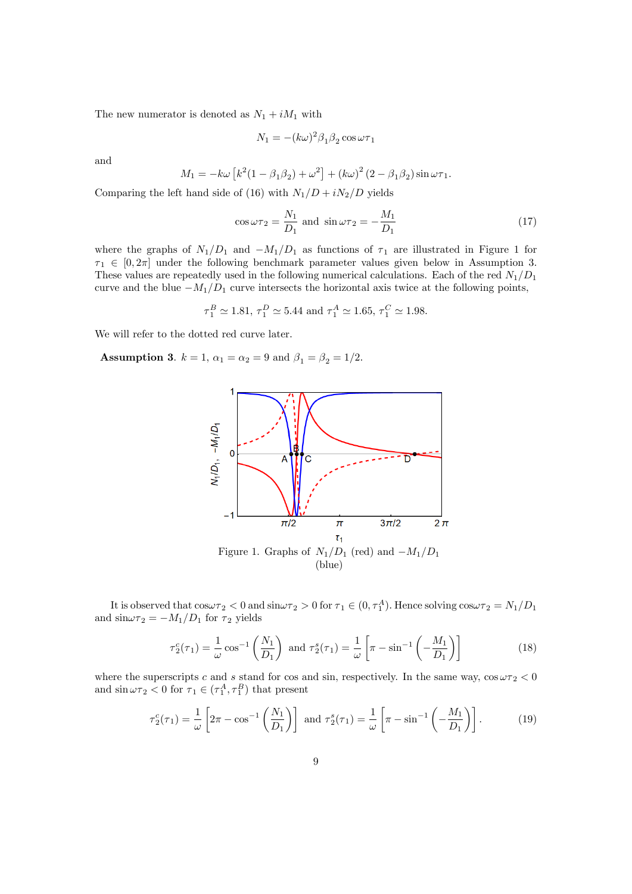The new numerator is denoted as $N_1 + iM_1$ with

$$N_1 = -(k\omega)^2 \beta_1 \beta_2 \cos \omega\tau_1$$

and

$$M_1 = -k\omega \left[k^2(1 - \beta_1\beta_2) + \omega^2\right] + (k\omega)^2 (2 - \beta_1\beta_2) \sin \omega\tau_1.$$

Comparing the left hand side of (16) with $N_1/D + iN_2/D$ yields

$$\cos \omega\tau_2 = \frac{N_1}{D_1} \text{ and } \sin \omega\tau_2 = -\frac{M_1}{D_1} \tag{17}$$

where the graphs of $N_1/D_1$ and $-M_1/D_1$ as functions of $\tau_1$ are illustrated in Figure 1 for $\tau_1 \in [0, 2\pi]$ under the following benchmark parameter values given below in Assumption 3. These values are repeatedly used in the following numerical calculations. Each of the red $N_1/D_1$ curve and the blue $-M_1/D_1$ curve intersects the horizontal axis twice at the following points,

$$\tau_1^B \simeq 1.81,\ \tau_1^D \simeq 5.44 \text{ and } \tau_1^A \simeq 1.65,\ \tau_1^C \simeq 1.98.$$

We will refer to the dotted red curve later.

**Assumption 3**. $k = 1$, $\alpha_1 = \alpha_2 = 9$ and $\beta_1 = \beta_2 = 1/2$.

Figure 1. Graphs of $N_1/D_1$ (red) and $-M_1/D_1$ (blue)

It is observed that $\cos\omega\tau_2 < 0$ and $\sin\omega\tau_2 > 0$ for $\tau_1 \in (0, \tau_1^A)$. Hence solving $\cos\omega\tau_2 = N_1/D_1$ and $\sin\omega\tau_2 = -M_1/D_1$ for $\tau_2$ yields

$$\tau_2^c(\tau_1) = \frac{1}{\omega} \cos^{-1}\left(\frac{N_1}{D_1}\right) \text{ and } \tau_2^s(\tau_1) = \frac{1}{\omega}\left[\pi - \sin^{-1}\left(-\frac{M_1}{D_1}\right)\right] \tag{18}$$

where the superscripts $c$ and $s$ stand for cos and sin, respectively. In the same way, $\cos \omega\tau_2 < 0$ and $\sin \omega\tau_2 < 0$ for $\tau_1 \in (\tau_1^A, \tau_1^B)$ that present

$$\tau_2^c(\tau_1) = \frac{1}{\omega}\left[2\pi - \cos^{-1}\left(\frac{N_1}{D_1}\right)\right] \text{ and } \tau_2^s(\tau_1) = \frac{1}{\omega}\left[\pi - \sin^{-1}\left(-\frac{M_1}{D_1}\right)\right]. \tag{19}$$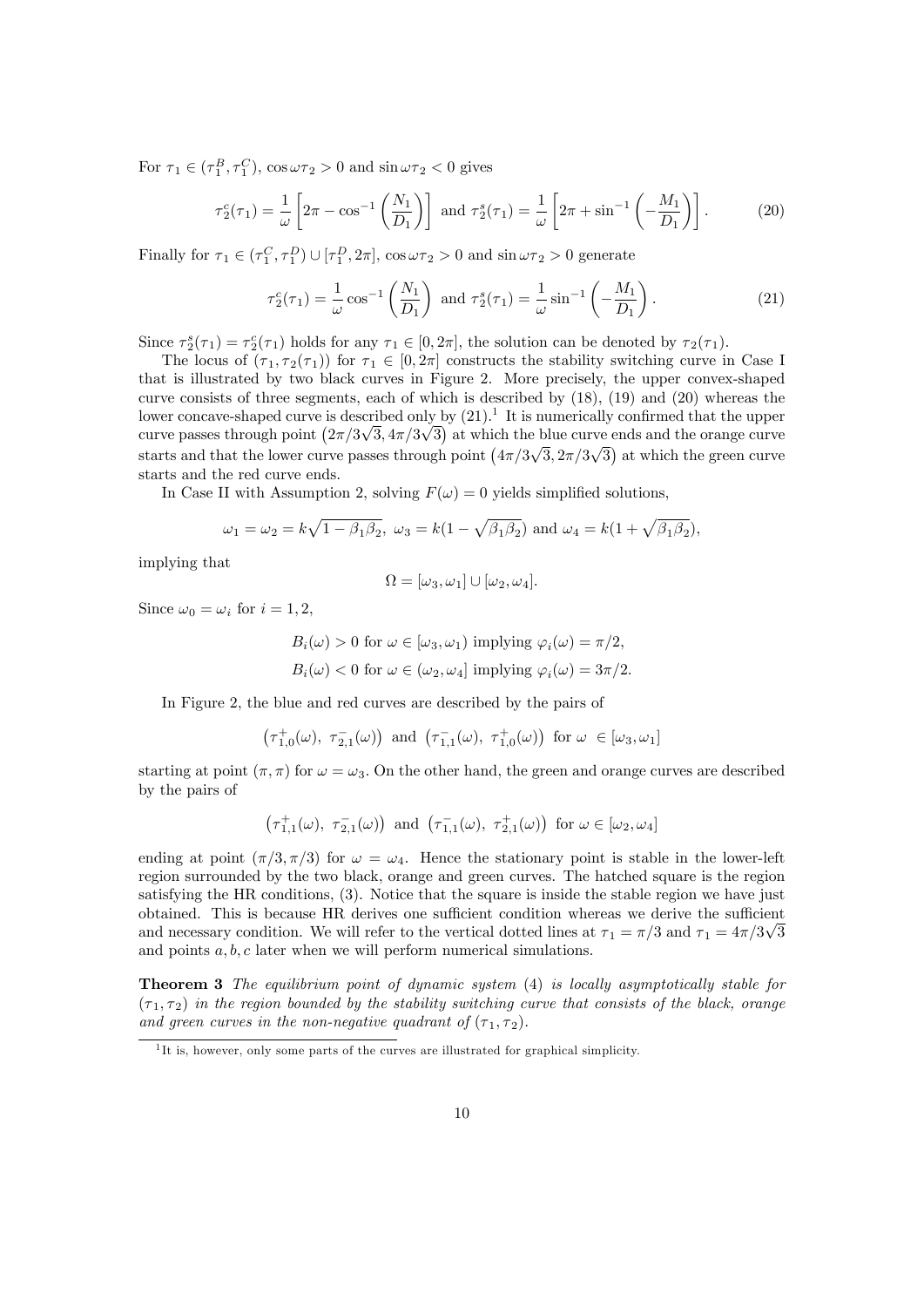For $\tau_1 \in (\tau_1^B, \tau_1^C)$, $\cos\omega\tau_2 > 0$ and $\sin\omega\tau_2 < 0$ gives

$$\tau_2^c(\tau_1) = \frac{1}{\omega}\left[2\pi - \cos^{-1}\left(\frac{N_1}{D_1}\right)\right] \text{ and } \tau_2^s(\tau_1) = \frac{1}{\omega}\left[2\pi + \sin^{-1}\left(-\frac{M_1}{D_1}\right)\right]. \tag{20}$$

Finally for $\tau_1 \in (\tau_1^C, \tau_1^D) \cup [\tau_1^D, 2\pi]$, $\cos\omega\tau_2 > 0$ and $\sin\omega\tau_2 > 0$ generate

$$\tau_2^c(\tau_1) = \frac{1}{\omega}\cos^{-1}\left(\frac{N_1}{D_1}\right) \text{ and } \tau_2^s(\tau_1) = \frac{1}{\omega}\sin^{-1}\left(-\frac{M_1}{D_1}\right). \tag{21}$$

Since $\tau_2^s(\tau_1) = \tau_2^c(\tau_1)$ holds for any $\tau_1 \in [0, 2\pi]$, the solution can be denoted by $\tau_2(\tau_1)$.

The locus of $(\tau_1, \tau_2(\tau_1))$ for $\tau_1 \in [0, 2\pi]$ constructs the stability switching curve in Case I that is illustrated by two black curves in Figure 2. More precisely, the upper convex-shaped curve consists of three segments, each of which is described by (18), (19) and (20) whereas the lower concave-shaped curve is described only by (21).[1] It is numerically confirmed that the upper curve passes through point $(2\pi/3\sqrt{3}, 4\pi/3\sqrt{3})$ at which the blue curve ends and the orange curve starts and that the lower curve passes through point $(4\pi/3\sqrt{3}, 2\pi/3\sqrt{3})$ at which the green curve starts and the red curve ends.

In Case II with Assumption 2, solving $F(\omega) = 0$ yields simplified solutions,

$$\omega_1 = \omega_2 = k\sqrt{1 - \beta_1\beta_2},\ \omega_3 = k(1 - \sqrt{\beta_1\beta_2}) \text{ and } \omega_4 = k(1 + \sqrt{\beta_1\beta_2}),$$

implying that

$$\Omega = [\omega_3, \omega_1] \cup [\omega_2, \omega_4].$$

Since $\omega_0 = \omega_i$ for $i = 1, 2$,

$$B_i(\omega) > 0 \text{ for } \omega \in [\omega_3, \omega_1) \text{ implying } \varphi_i(\omega) = \pi/2,$$
$$B_i(\omega) < 0 \text{ for } \omega \in (\omega_2, \omega_4] \text{ implying } \varphi_i(\omega) = 3\pi/2.$$

In Figure 2, the blue and red curves are described by the pairs of

$$\left(\tau_{1,0}^+(\omega),\ \tau_{2,1}^-(\omega)\right) \text{ and } \left(\tau_{1,1}^-(\omega),\ \tau_{1,0}^+(\omega)\right) \text{ for } \omega\ \in [\omega_3, \omega_1]$$

starting at point $(\pi, \pi)$ for $\omega = \omega_3$. On the other hand, the green and orange curves are described by the pairs of

$$\left(\tau_{1,1}^+(\omega),\ \tau_{2,1}^-(\omega)\right) \text{ and } \left(\tau_{1,1}^-(\omega),\ \tau_{2,1}^+(\omega)\right) \text{ for } \omega \in [\omega_2, \omega_4]$$

ending at point $(\pi/3, \pi/3)$ for $\omega = \omega_4$. Hence the stationary point is stable in the lower-left region surrounded by the two black, orange and green curves. The hatched square is the region satisfying the HR conditions, (3). Notice that the square is inside the stable region we have just obtained. This is because HR derives one sufficient condition whereas we derive the sufficient and necessary condition. We will refer to the vertical dotted lines at $\tau_1 = \pi/3$ and $\tau_1 = 4\pi/3\sqrt{3}$ and points $a, b, c$ later when we will perform numerical simulations.

**Theorem 3** *The equilibrium point of dynamic system* (4) *is locally asymptotically stable for* $(\tau_1, \tau_2)$ *in the region bounded by the stability switching curve that consists of the black, orange and green curves in the non-negative quadrant of* $(\tau_1, \tau_2)$.

[1] It is, however, only some parts of the curves are illustrated for graphical simplicity.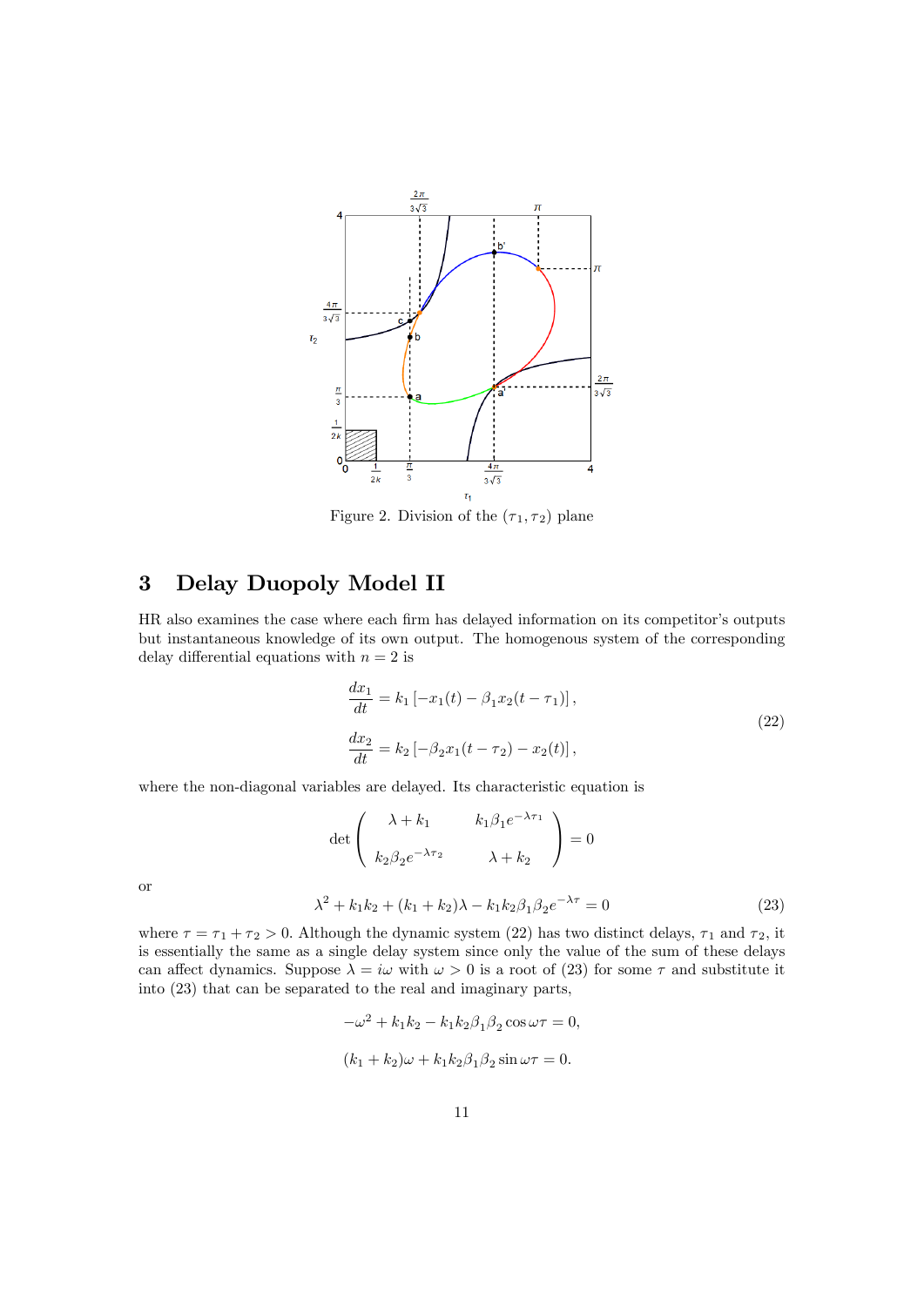Figure 2. Division of the $(\tau_1, \tau_2)$ plane

## 3 Delay Duopoly Model II

HR also examines the case where each firm has delayed information on its competitor's outputs but instantaneous knowledge of its own output. The homogenous system of the corresponding delay differential equations with $n = 2$ is

$$
\begin{aligned}
\frac{dx_1}{dt} &= k_1 \left[ -x_1(t) - \beta_1 x_2(t - \tau_1) \right], \\
\frac{dx_2}{dt} &= k_2 \left[ -\beta_2 x_1(t - \tau_2) - x_2(t) \right],
\end{aligned}
\tag{22}
$$

where the non-diagonal variables are delayed. Its characteristic equation is

$$
\det \begin{pmatrix} \lambda + k_1 & k_1 \beta_1 e^{-\lambda \tau_1} \\ k_2 \beta_2 e^{-\lambda \tau_2} & \lambda + k_2 \end{pmatrix} = 0
$$

or

$$
\lambda^2 + k_1 k_2 + (k_1 + k_2)\lambda - k_1 k_2 \beta_1 \beta_2 e^{-\lambda \tau} = 0 \tag{23}
$$

where $\tau = \tau_1 + \tau_2 > 0$. Although the dynamic system (22) has two distinct delays, $\tau_1$ and $\tau_2$, it is essentially the same as a single delay system since only the value of the sum of these delays can affect dynamics. Suppose $\lambda = i\omega$ with $\omega > 0$ is a root of (23) for some $\tau$ and substitute it into (23) that can be separated to the real and imaginary parts,

$$
-\omega^2 + k_1 k_2 - k_1 k_2 \beta_1 \beta_2 \cos \omega\tau = 0,
$$

$$
(k_1 + k_2)\omega + k_1 k_2 \beta_1 \beta_2 \sin \omega\tau = 0.
$$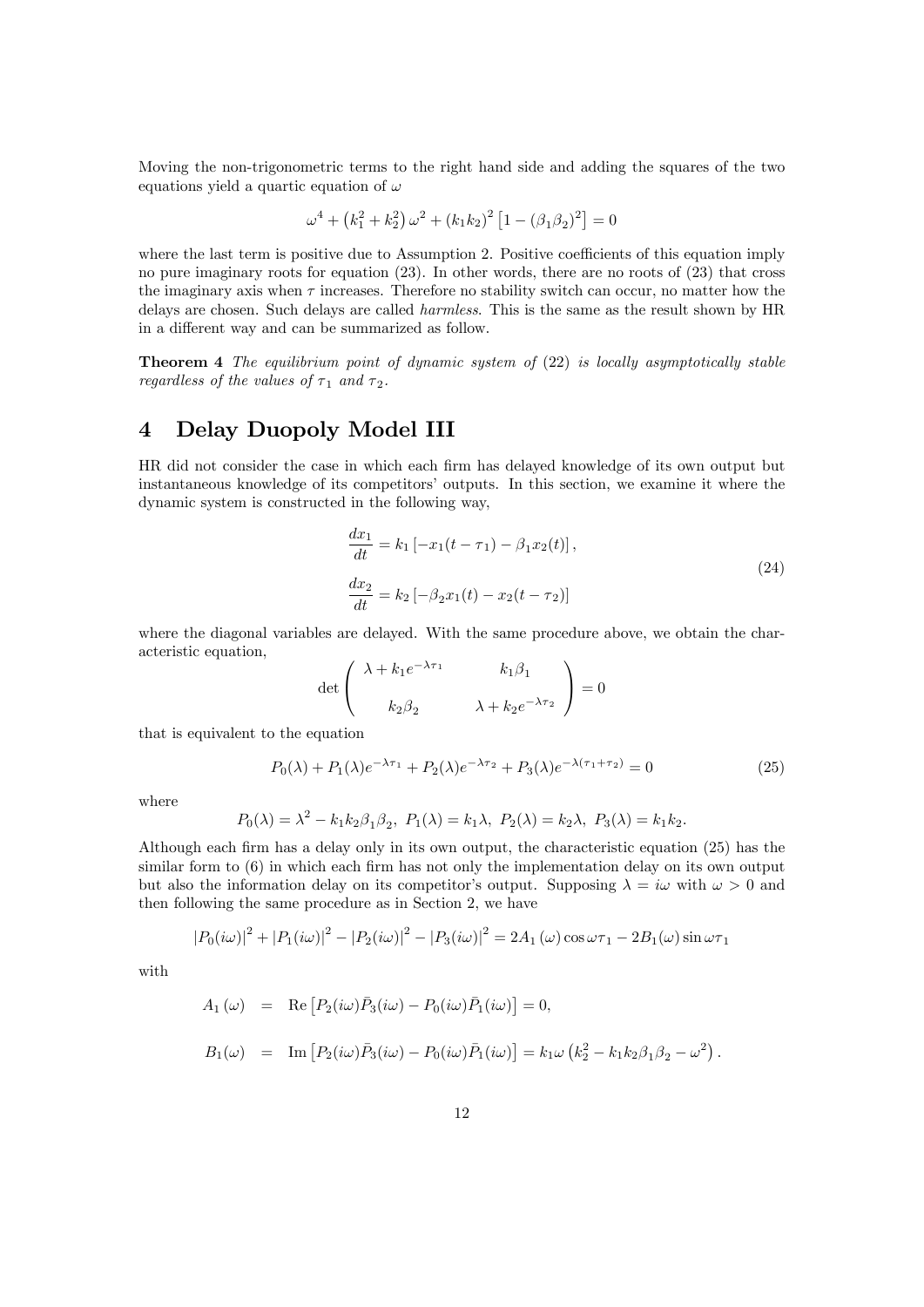Moving the non-trigonometric terms to the right hand side and adding the squares of the two equations yield a quartic equation of $\omega$

$$\omega^4 + \left(k_1^2 + k_2^2\right)\omega^2 + (k_1 k_2)^2\left[1 - (\beta_1\beta_2)^2\right] = 0$$

where the last term is positive due to Assumption 2. Positive coefficients of this equation imply no pure imaginary roots for equation (23). In other words, there are no roots of (23) that cross the imaginary axis when $\tau$ increases. Therefore no stability switch can occur, no matter how the delays are chosen. Such delays are called *harmless*. This is the same as the result shown by HR in a different way and can be summarized as follow.

**Theorem 4** *The equilibrium point of dynamic system of* (22) *is locally asymptotically stable regardless of the values of* $\tau_1$ *and* $\tau_2$.

# 4 Delay Duopoly Model III

HR did not consider the case in which each firm has delayed knowledge of its own output but instantaneous knowledge of its competitors' outputs. In this section, we examine it where the dynamic system is constructed in the following way,

$$\begin{aligned}
\frac{dx_1}{dt} &= k_1\left[-x_1(t-\tau_1) - \beta_1 x_2(t)\right], \\
\frac{dx_2}{dt} &= k_2\left[-\beta_2 x_1(t) - x_2(t-\tau_2)\right]
\end{aligned} \tag{24}$$

where the diagonal variables are delayed. With the same procedure above, we obtain the characteristic equation,

$$\det\begin{pmatrix} \lambda + k_1 e^{-\lambda\tau_1} & k_1\beta_1 \\ k_2\beta_2 & \lambda + k_2 e^{-\lambda\tau_2} \end{pmatrix} = 0$$

that is equivalent to the equation

$$P_0(\lambda) + P_1(\lambda)e^{-\lambda\tau_1} + P_2(\lambda)e^{-\lambda\tau_2} + P_3(\lambda)e^{-\lambda(\tau_1+\tau_2)} = 0 \tag{25}$$

where

$$P_0(\lambda) = \lambda^2 - k_1 k_2 \beta_1 \beta_2,\ P_1(\lambda) = k_1\lambda,\ P_2(\lambda) = k_2\lambda,\ P_3(\lambda) = k_1 k_2.$$

Although each firm has a delay only in its own output, the characteristic equation (25) has the similar form to (6) in which each firm has not only the implementation delay on its own output but also the information delay on its competitor's output. Supposing $\lambda = i\omega$ with $\omega > 0$ and then following the same procedure as in Section 2, we have

$$|P_0(i\omega)|^2 + |P_1(i\omega)|^2 - |P_2(i\omega)|^2 - |P_3(i\omega)|^2 = 2A_1(\omega)\cos\omega\tau_1 - 2B_1(\omega)\sin\omega\tau_1$$

with

$$\begin{aligned}
A_1(\omega) &= \operatorname{Re}\left[P_2(i\omega)\bar{P}_3(i\omega) - P_0(i\omega)\bar{P}_1(i\omega)\right] = 0, \\
B_1(\omega) &= \operatorname{Im}\left[P_2(i\omega)\bar{P}_3(i\omega) - P_0(i\omega)\bar{P}_1(i\omega)\right] = k_1\omega\left(k_2^2 - k_1 k_2 \beta_1\beta_2 - \omega^2\right).
\end{aligned}$$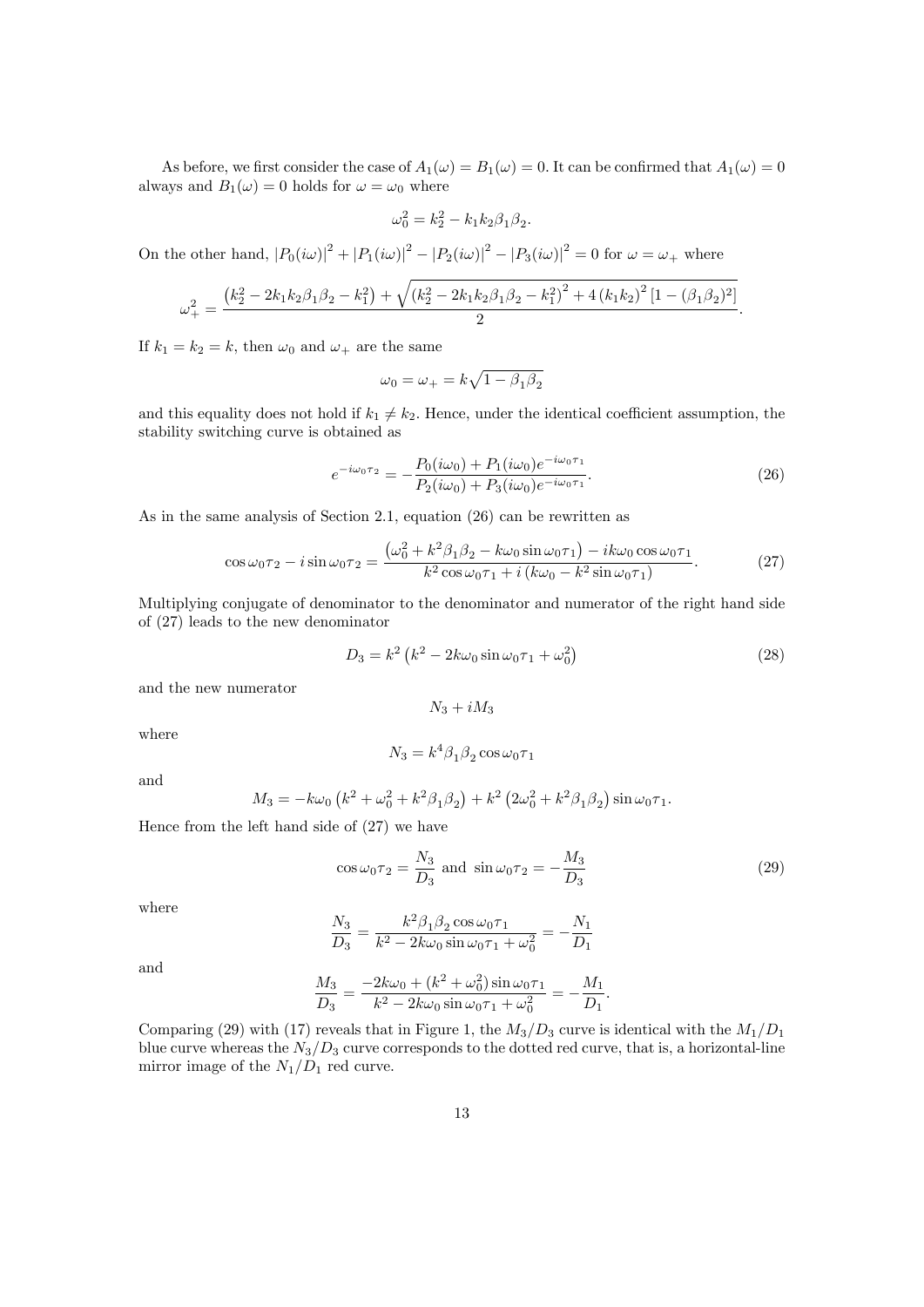As before, we first consider the case of $A_1(\omega) = B_1(\omega) = 0$. It can be confirmed that $A_1(\omega) = 0$ always and $B_1(\omega) = 0$ holds for $\omega = \omega_0$ where

$$\omega_0^2 = k_2^2 - k_1 k_2 \beta_1 \beta_2.$$

On the other hand, $|P_0(i\omega)|^2 + |P_1(i\omega)|^2 - |P_2(i\omega)|^2 - |P_3(i\omega)|^2 = 0$ for $\omega = \omega_+$ where

$$\omega_+^2 = \frac{\left(k_2^2 - 2k_1k_2\beta_1\beta_2 - k_1^2\right) + \sqrt{\left(k_2^2 - 2k_1k_2\beta_1\beta_2 - k_1^2\right)^2 + 4\left(k_1k_2\right)^2\left[1 - (\beta_1\beta_2)^2\right]}}{2}.$$

If $k_1 = k_2 = k$, then $\omega_0$ and $\omega_+$ are the same

$$\omega_0 = \omega_+ = k\sqrt{1 - \beta_1\beta_2}$$

and this equality does not hold if $k_1 \neq k_2$. Hence, under the identical coefficient assumption, the stability switching curve is obtained as

$$e^{-i\omega_0\tau_2} = -\frac{P_0(i\omega_0) + P_1(i\omega_0)e^{-i\omega_0\tau_1}}{P_2(i\omega_0) + P_3(i\omega_0)e^{-i\omega_0\tau_1}}. \tag{26}$$

As in the same analysis of Section 2.1, equation (26) can be rewritten as

$$\cos\omega_0\tau_2 - i\sin\omega_0\tau_2 = \frac{\left(\omega_0^2 + k^2\beta_1\beta_2 - k\omega_0\sin\omega_0\tau_1\right) - ik\omega_0\cos\omega_0\tau_1}{k^2\cos\omega_0\tau_1 + i\left(k\omega_0 - k^2\sin\omega_0\tau_1\right)}. \tag{27}$$

Multiplying conjugate of denominator to the denominator and numerator of the right hand side of (27) leads to the new denominator

$$D_3 = k^2\left(k^2 - 2k\omega_0\sin\omega_0\tau_1 + \omega_0^2\right) \tag{28}$$

and the new numerator

$$N_3 + iM_3$$

where

$$N_3 = k^4\beta_1\beta_2\cos\omega_0\tau_1$$

and

$$M_3 = -k\omega_0\left(k^2 + \omega_0^2 + k^2\beta_1\beta_2\right) + k^2\left(2\omega_0^2 + k^2\beta_1\beta_2\right)\sin\omega_0\tau_1.$$

Hence from the left hand side of (27) we have

$$\cos\omega_0\tau_2 = \frac{N_3}{D_3} \text{ and } \sin\omega_0\tau_2 = -\frac{M_3}{D_3} \tag{29}$$

where

$$\frac{N_3}{D_3} = \frac{k^2\beta_1\beta_2\cos\omega_0\tau_1}{k^2 - 2k\omega_0\sin\omega_0\tau_1 + \omega_0^2} = -\frac{N_1}{D_1}$$

and

$$\frac{M_3}{D_3} = \frac{-2k\omega_0 + (k^2 + \omega_0^2)\sin\omega_0\tau_1}{k^2 - 2k\omega_0\sin\omega_0\tau_1 + \omega_0^2} = -\frac{M_1}{D_1}.$$

Comparing (29) with (17) reveals that in Figure 1, the $M_3/D_3$ curve is identical with the $M_1/D_1$ blue curve whereas the $N_3/D_3$ curve corresponds to the dotted red curve, that is, a horizontal-line mirror image of the $N_1/D_1$ red curve.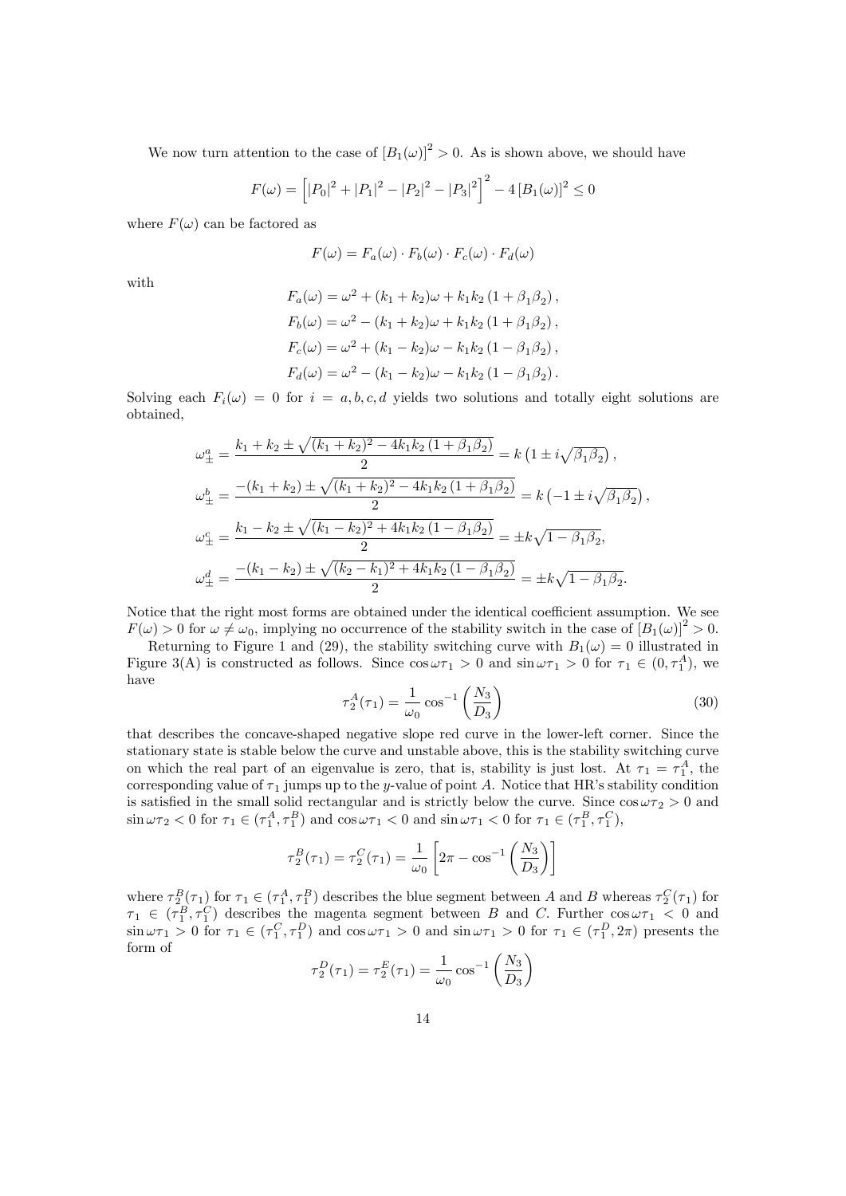We now turn attention to the case of $[B_1(\omega)]^2 > 0$. As is shown above, we should have

$$F(\omega) = \left[ |P_0|^2 + |P_1|^2 - |P_2|^2 - |P_3|^2 \right]^2 - 4 [B_1(\omega)]^2 \leq 0$$

where $F(\omega)$ can be factored as

$$F(\omega) = F_a(\omega) \cdot F_b(\omega) \cdot F_c(\omega) \cdot F_d(\omega)$$

with

$$\begin{aligned}
F_a(\omega) &= \omega^2 + (k_1 + k_2)\omega + k_1 k_2 \left(1 + \beta_1 \beta_2\right), \\
F_b(\omega) &= \omega^2 - (k_1 + k_2)\omega + k_1 k_2 \left(1 + \beta_1 \beta_2\right), \\
F_c(\omega) &= \omega^2 + (k_1 - k_2)\omega - k_1 k_2 \left(1 - \beta_1 \beta_2\right), \\
F_d(\omega) &= \omega^2 - (k_1 - k_2)\omega - k_1 k_2 \left(1 - \beta_1 \beta_2\right).
\end{aligned}$$

Solving each $F_i(\omega) = 0$ for $i = a, b, c, d$ yields two solutions and totally eight solutions are obtained,

$$\begin{aligned}
\omega_{\pm}^a &= \frac{k_1 + k_2 \pm \sqrt{(k_1 + k_2)^2 - 4k_1 k_2 \left(1 + \beta_1 \beta_2\right)}}{2} = k\left(1 \pm i\sqrt{\beta_1 \beta_2}\right), \\
\omega_{\pm}^b &= \frac{-(k_1 + k_2) \pm \sqrt{(k_1 + k_2)^2 - 4k_1 k_2 \left(1 + \beta_1 \beta_2\right)}}{2} = k\left(-1 \pm i\sqrt{\beta_1 \beta_2}\right), \\
\omega_{\pm}^c &= \frac{k_1 - k_2 \pm \sqrt{(k_1 - k_2)^2 + 4k_1 k_2 \left(1 - \beta_1 \beta_2\right)}}{2} = \pm k\sqrt{1 - \beta_1 \beta_2}, \\
\omega_{\pm}^d &= \frac{-(k_1 - k_2) \pm \sqrt{(k_2 - k_1)^2 + 4k_1 k_2 \left(1 - \beta_1 \beta_2\right)}}{2} = \pm k\sqrt{1 - \beta_1 \beta_2}.
\end{aligned}$$

Notice that the right most forms are obtained under the identical coefficient assumption. We see $F(\omega) > 0$ for $\omega \neq \omega_0$, implying no occurrence of the stability switch in the case of $[B_1(\omega)]^2 > 0$.

Returning to Figure 1 and (29), the stability switching curve with $B_1(\omega) = 0$ illustrated in Figure 3(A) is constructed as follows. Since $\cos \omega\tau_1 > 0$ and $\sin \omega\tau_1 > 0$ for $\tau_1 \in (0, \tau_1^A)$, we have

$$\tau_2^A(\tau_1) = \frac{1}{\omega_0} \cos^{-1}\left(\frac{N_3}{D_3}\right) \tag{30}$$

that describes the concave-shaped negative slope red curve in the lower-left corner. Since the stationary state is stable below the curve and unstable above, this is the stability switching curve on which the real part of an eigenvalue is zero, that is, stability is just lost. At $\tau_1 = \tau_1^A$, the corresponding value of $\tau_1$ jumps up to the $y$-value of point $A$. Notice that HR's stability condition is satisfied in the small solid rectangular and is strictly below the curve. Since $\cos \omega\tau_2 > 0$ and $\sin \omega\tau_2 < 0$ for $\tau_1 \in (\tau_1^A, \tau_1^B)$ and $\cos \omega\tau_1 < 0$ and $\sin \omega\tau_1 < 0$ for $\tau_1 \in (\tau_1^B, \tau_1^C)$,

$$\tau_2^B(\tau_1) = \tau_2^C(\tau_1) = \frac{1}{\omega_0}\left[2\pi - \cos^{-1}\left(\frac{N_3}{D_3}\right)\right]$$

where $\tau_2^B(\tau_1)$ for $\tau_1 \in (\tau_1^A, \tau_1^B)$ describes the blue segment between $A$ and $B$ whereas $\tau_2^C(\tau_1)$ for $\tau_1 \in (\tau_1^B, \tau_1^C)$ describes the magenta segment between $B$ and $C$. Further $\cos \omega\tau_1 < 0$ and $\sin \omega\tau_1 > 0$ for $\tau_1 \in (\tau_1^C, \tau_1^D)$ and $\cos \omega\tau_1 > 0$ and $\sin \omega\tau_1 > 0$ for $\tau_1 \in (\tau_1^D, 2\pi)$ presents the form of

$$\tau_2^D(\tau_1) = \tau_2^E(\tau_1) = \frac{1}{\omega_0} \cos^{-1}\left(\frac{N_3}{D_3}\right)$$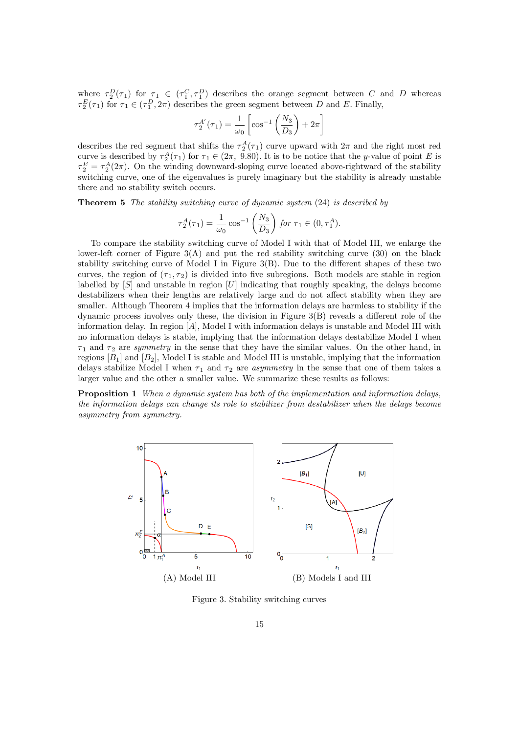where $\tau_2^D(\tau_1)$ for $\tau_1 \in (\tau_1^C, \tau_1^D)$ describes the orange segment between $C$ and $D$ whereas $\tau_2^E(\tau_1)$ for $\tau_1 \in (\tau_1^D, 2\pi)$ describes the green segment between $D$ and $E$. Finally,

$$\tau_2^{A'}(\tau_1) = \frac{1}{\omega_0}\left[\cos^{-1}\left(\frac{N_3}{D_3}\right) + 2\pi\right]$$

describes the red segment that shifts the $\tau_2^A(\tau_1)$ curve upward with $2\pi$ and the right most red curve is described by $\tau_2^A(\tau_1)$ for $\tau_1 \in (2\pi,\ 9.80)$. It is to be notice that the $y$-value of point $E$ is $\tau_2^E = \tau_2^A(2\pi)$. On the winding downward-sloping curve located above-rightward of the stability switching curve, one of the eigenvalues is purely imaginary but the stability is already unstable there and no stability switch occurs.

**Theorem 5** *The stability switching curve of dynamic system* (24) *is described by*

$$\tau_2^A(\tau_1) = \frac{1}{\omega_0}\cos^{-1}\left(\frac{N_3}{D_3}\right) \text{ for } \tau_1 \in (0, \tau_1^A).$$

To compare the stability switching curve of Model I with that of Model III, we enlarge the lower-left corner of Figure 3(A) and put the red stability switching curve (30) on the black stability switching curve of Model I in Figure 3(B). Due to the different shapes of these two curves, the region of $(\tau_1, \tau_2)$ is divided into five subregions. Both models are stable in region labelled by [S] and unstable in region [U] indicating that roughly speaking, the delays become destabilizers when their lengths are relatively large and do not affect stability when they are smaller. Although Theorem 4 implies that the information delays are harmless to stability if the dynamic process involves only these, the division in Figure 3(B) reveals a different role of the information delay. In region [A], Model I with information delays is unstable and Model III with no information delays is stable, implying that the information delays destabilize Model I when $\tau_1$ and $\tau_2$ are *symmetry* in the sense that they have the similar values. On the other hand, in regions [$B_1$] and [$B_2$], Model I is stable and Model III is unstable, implying that the information delays stabilize Model I when $\tau_1$ and $\tau_2$ are *asymmetry* in the sense that one of them takes a larger value and the other a smaller value. We summarize these results as follows:

**Proposition 1** *When a dynamic system has both of the implementation and information delays, the information delays can change its role to stabilizer from destabilizer when the delays become asymmetry from symmetry.*

(A) Model III    (B) Models I and III

Figure 3. Stability switching curves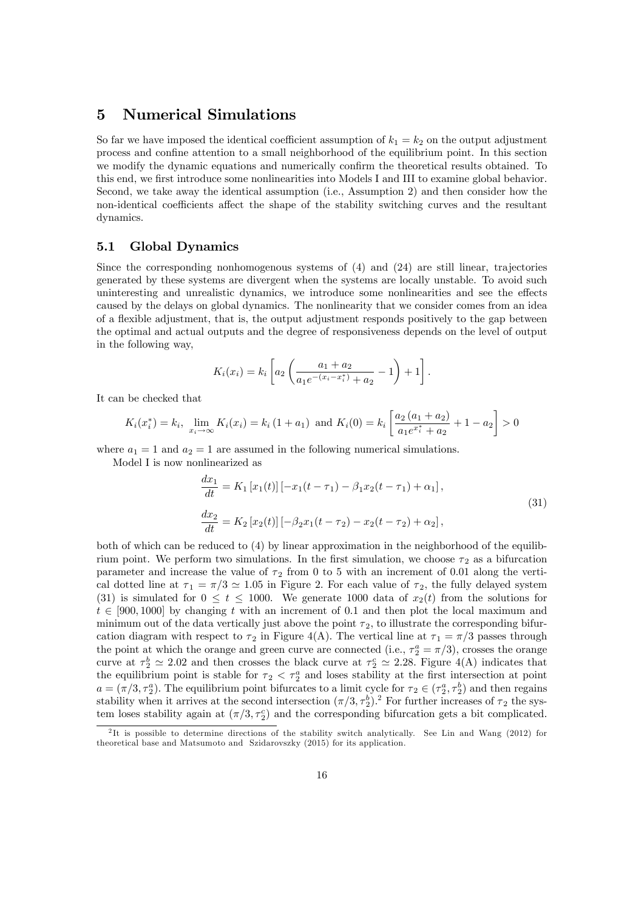# 5 Numerical Simulations

So far we have imposed the identical coefficient assumption of $k_1 = k_2$ on the output adjustment process and confine attention to a small neighborhood of the equilibrium point. In this section we modify the dynamic equations and numerically confirm the theoretical results obtained. To this end, we first introduce some nonlinearities into Models I and III to examine global behavior. Second, we take away the identical assumption (i.e., Assumption 2) and then consider how the non-identical coefficients affect the shape of the stability switching curves and the resultant dynamics.

## 5.1 Global Dynamics

Since the corresponding nonhomogenous systems of (4) and (24) are still linear, trajectories generated by these systems are divergent when the systems are locally unstable. To avoid such uninteresting and unrealistic dynamics, we introduce some nonlinearities and see the effects caused by the delays on global dynamics. The nonlinearity that we consider comes from an idea of a flexible adjustment, that is, the output adjustment responds positively to the gap between the optimal and actual outputs and the degree of responsiveness depends on the level of output in the following way,

$$K_i(x_i) = k_i \left[ a_2 \left( \frac{a_1 + a_2}{a_1 e^{-(x_i - x_i^*)} + a_2} - 1 \right) + 1 \right].$$

It can be checked that

$$K_i(x_i^*) = k_i, \ \lim_{x_i \to \infty} K_i(x_i) = k_i (1 + a_1) \text{ and } K_i(0) = k_i \left[ \frac{a_2 (a_1 + a_2)}{a_1 e^{x_i^*} + a_2} + 1 - a_2 \right] > 0$$

where $a_1 = 1$ and $a_2 = 1$ are assumed in the following numerical simulations.

Model I is now nonlinearized as

$$\frac{dx_1}{dt} = K_1 [x_1(t)] [-x_1(t - \tau_1) - \beta_1 x_2(t - \tau_1) + \alpha_1],$$
$$\frac{dx_2}{dt} = K_2 [x_2(t)] [-\beta_2 x_1(t - \tau_2) - x_2(t - \tau_2) + \alpha_2], \tag{31}$$

both of which can be reduced to (4) by linear approximation in the neighborhood of the equilibrium point. We perform two simulations. In the first simulation, we choose $\tau_2$ as a bifurcation parameter and increase the value of $\tau_2$ from 0 to 5 with an increment of 0.01 along the vertical dotted line at $\tau_1 = \pi/3 \simeq 1.05$ in Figure 2. For each value of $\tau_2$, the fully delayed system (31) is simulated for $0 \leq t \leq 1000$. We generate 1000 data of $x_2(t)$ from the solutions for $t \in [900, 1000]$ by changing $t$ with an increment of 0.1 and then plot the local maximum and minimum out of the data vertically just above the point $\tau_2$, to illustrate the corresponding bifurcation diagram with respect to $\tau_2$ in Figure 4(A). The vertical line at $\tau_1 = \pi/3$ passes through the point at which the orange and green curve are connected (i.e., $\tau_2^a = \pi/3$), crosses the orange curve at $\tau_2^b \simeq 2.02$ and then crosses the black curve at $\tau_2^c \simeq 2.28$. Figure 4(A) indicates that the equilibrium point is stable for $\tau_2 < \tau_2^a$ and loses stability at the first intersection at point $a = (\pi/3, \tau_2^a)$. The equilibrium point bifurcates to a limit cycle for $\tau_2 \in (\tau_2^a, \tau_2^b)$ and then regains stability when it arrives at the second intersection $(\pi/3, \tau_2^b)$.[2] For further increases of $\tau_2$ the system loses stability again at $(\pi/3, \tau_2^c)$ and the corresponding bifurcation gets a bit complicated.

[2] It is possible to determine directions of the stability switch analytically. See Lin and Wang (2012) for theoretical base and Matsumoto and Szidarovszky (2015) for its application.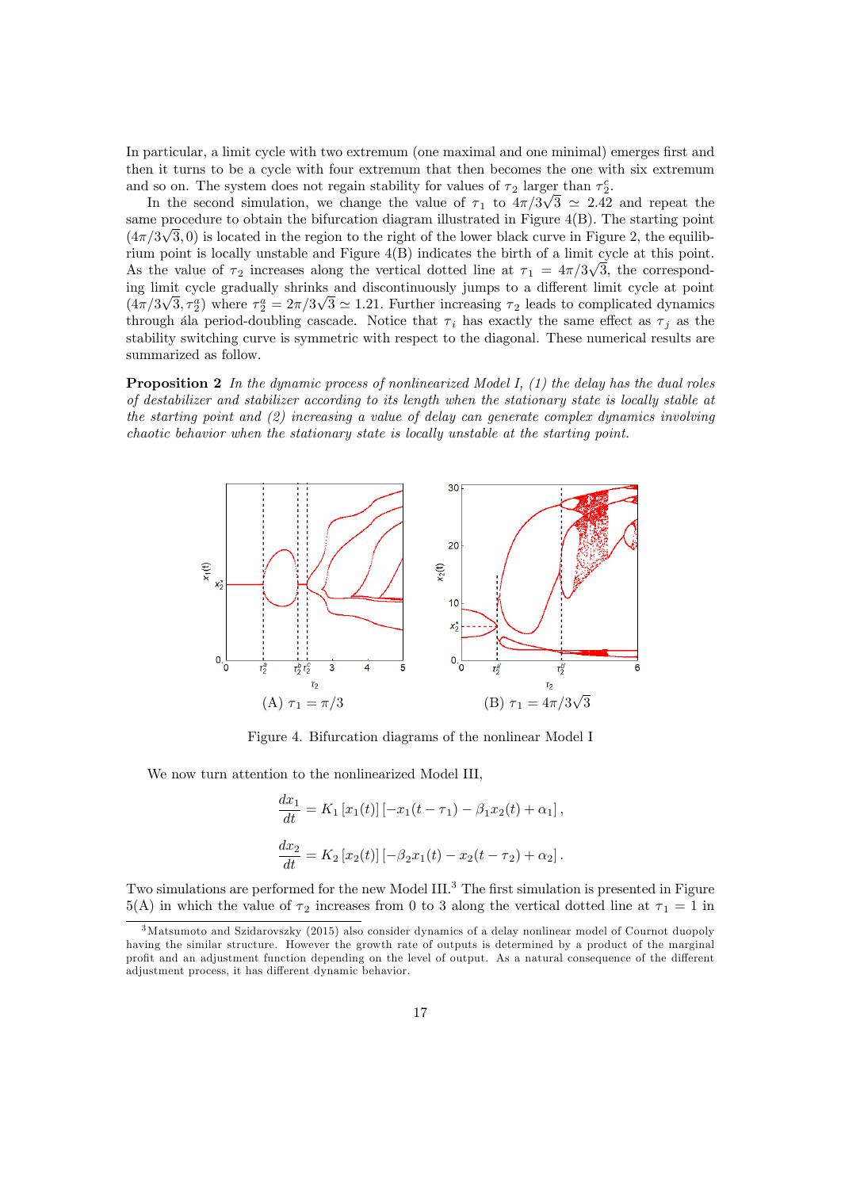In particular, a limit cycle with two extremum (one maximal and one minimal) emerges first and then it turns to be a cycle with four extremum that then becomes the one with six extremum and so on. The system does not regain stability for values of $\tau_2$ larger than $\tau_2^c$.

In the second simulation, we change the value of $\tau_1$ to $4\pi/3\sqrt{3} \simeq 2.42$ and repeat the same procedure to obtain the bifurcation diagram illustrated in Figure 4(B). The starting point $(4\pi/3\sqrt{3}, 0)$ is located in the region to the right of the lower black curve in Figure 2, the equilibrium point is locally unstable and Figure 4(B) indicates the birth of a limit cycle at this point. As the value of $\tau_2$ increases along the vertical dotted line at $\tau_1 = 4\pi/3\sqrt{3}$, the corresponding limit cycle gradually shrinks and discontinuously jumps to a different limit cycle at point $(4\pi/3\sqrt{3}, \tau_2^a)$ where $\tau_2^a = 2\pi/3\sqrt{3} \simeq 1.21$. Further increasing $\tau_2$ leads to complicated dynamics through ála period-doubling cascade. Notice that $\tau_i$ has exactly the same effect as $\tau_j$ as the stability switching curve is symmetric with respect to the diagonal. These numerical results are summarized as follow.

**Proposition 2** *In the dynamic process of nonlinearized Model I, (1) the delay has the dual roles of destabilizer and stabilizer according to its length when the stationary state is locally stable at the starting point and (2) increasing a value of delay can generate complex dynamics involving chaotic behavior when the stationary state is locally unstable at the starting point.*

(A) $\tau_1 = \pi/3$ (B) $\tau_1 = 4\pi/3\sqrt{3}$

Figure 4. Bifurcation diagrams of the nonlinear Model I

We now turn attention to the nonlinearized Model III,

$$\frac{dx_1}{dt} = K_1 [x_1(t)] \left[-x_1(t - \tau_1) - \beta_1 x_2(t) + \alpha_1\right],$$

$$\frac{dx_2}{dt} = K_2 [x_2(t)] \left[-\beta_2 x_1(t) - x_2(t - \tau_2) + \alpha_2\right].$$

Two simulations are performed for the new Model III.[3] The first simulation is presented in Figure 5(A) in which the value of $\tau_2$ increases from 0 to 3 along the vertical dotted line at $\tau_1 = 1$ in

[3] Matsumoto and Szidarovszky (2015) also consider dynamics of a delay nonlinear model of Cournot duopoly having the similar structure. However the growth rate of outputs is determined by a product of the marginal profit and an adjustment function depending on the level of output. As a natural consequence of the different adjustment process, it has different dynamic behavior.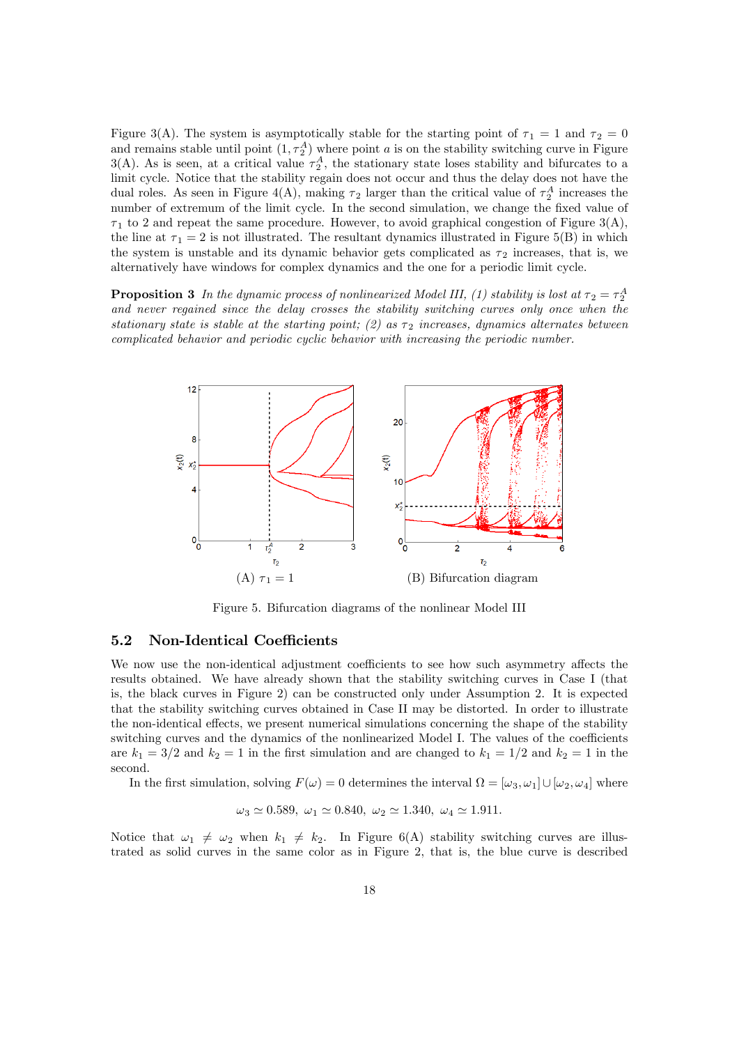Figure 3(A). The system is asymptotically stable for the starting point of $\tau_1 = 1$ and $\tau_2 = 0$ and remains stable until point $(1, \tau_2^A)$ where point $a$ is on the stability switching curve in Figure 3(A). As is seen, at a critical value $\tau_2^A$, the stationary state loses stability and bifurcates to a limit cycle. Notice that the stability regain does not occur and thus the delay does not have the dual roles. As seen in Figure 4(A), making $\tau_2$ larger than the critical value of $\tau_2^A$ increases the number of extremum of the limit cycle. In the second simulation, we change the fixed value of $\tau_1$ to 2 and repeat the same procedure. However, to avoid graphical congestion of Figure 3(A), the line at $\tau_1 = 2$ is not illustrated. The resultant dynamics illustrated in Figure 5(B) in which the system is unstable and its dynamic behavior gets complicated as $\tau_2$ increases, that is, we alternatively have windows for complex dynamics and the one for a periodic limit cycle.

**Proposition 3** *In the dynamic process of nonlinearized Model III, (1) stability is lost at $\tau_2 = \tau_2^A$ and never regained since the delay crosses the stability switching curves only once when the stationary state is stable at the starting point; (2) as $\tau_2$ increases, dynamics alternates between complicated behavior and periodic cyclic behavior with increasing the periodic number.*

(A) $\tau_1 = 1$ (B) Bifurcation diagram

Figure 5. Bifurcation diagrams of the nonlinear Model III

## 5.2 Non-Identical Coefficients

We now use the non-identical adjustment coefficients to see how such asymmetry affects the results obtained. We have already shown that the stability switching curves in Case I (that is, the black curves in Figure 2) can be constructed only under Assumption 2. It is expected that the stability switching curves obtained in Case II may be distorted. In order to illustrate the non-identical effects, we present numerical simulations concerning the shape of the stability switching curves and the dynamics of the nonlinearized Model I. The values of the coefficients are $k_1 = 3/2$ and $k_2 = 1$ in the first simulation and are changed to $k_1 = 1/2$ and $k_2 = 1$ in the second.

In the first simulation, solving $F(\omega) = 0$ determines the interval $\Omega = [\omega_3, \omega_1] \cup [\omega_2, \omega_4]$ where

$$\omega_3 \simeq 0.589, \ \omega_1 \simeq 0.840, \ \omega_2 \simeq 1.340, \ \omega_4 \simeq 1.911.$$

Notice that $\omega_1 \neq \omega_2$ when $k_1 \neq k_2$. In Figure 6(A) stability switching curves are illustrated as solid curves in the same color as in Figure 2, that is, the blue curve is described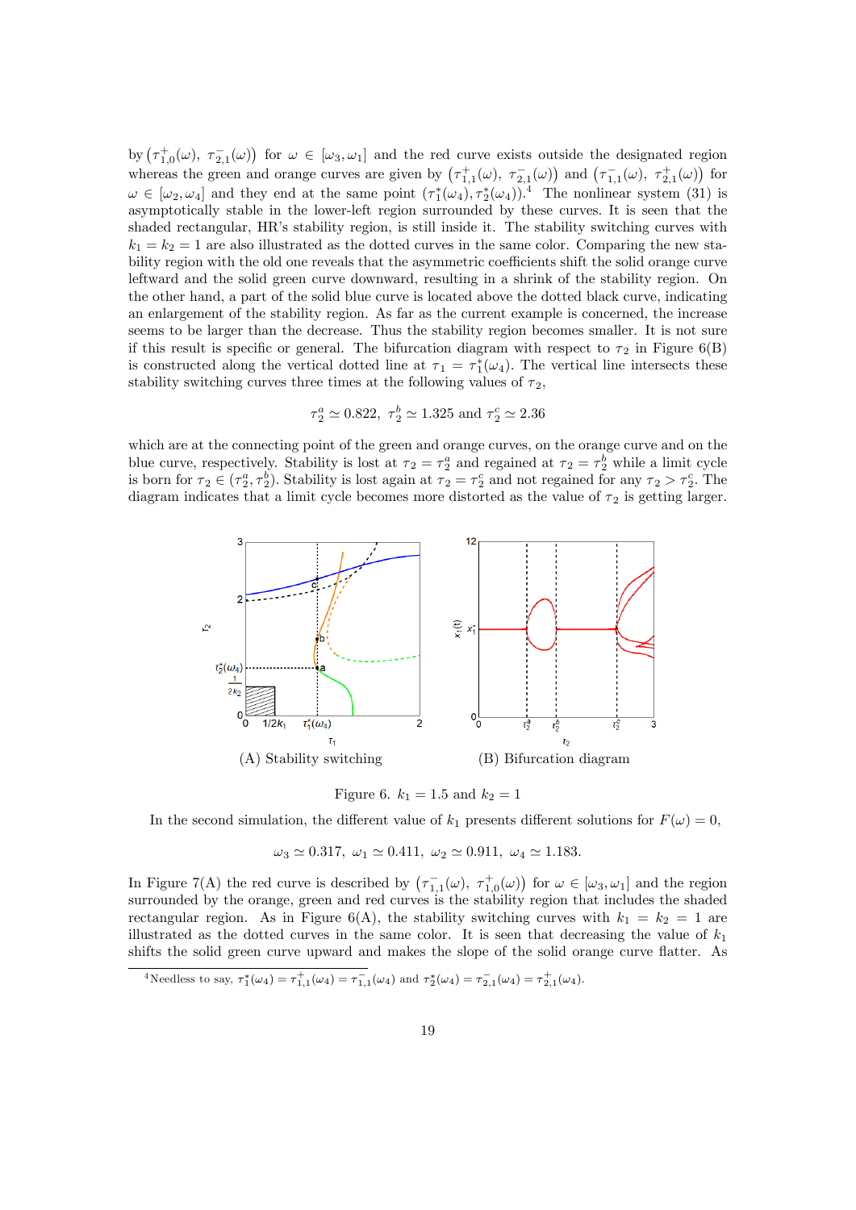by $\left(\tau_{1,0}^{+}(\omega),\ \tau_{2,1}^{-}(\omega)\right)$ for $\omega \in [\omega_3, \omega_1]$ and the red curve exists outside the designated region whereas the green and orange curves are given by $\left(\tau_{1,1}^{+}(\omega),\ \tau_{2,1}^{-}(\omega)\right)$ and $\left(\tau_{1,1}^{-}(\omega),\ \tau_{2,1}^{+}(\omega)\right)$ for $\omega \in [\omega_2, \omega_4]$ and they end at the same point $(\tau_1^*(\omega_4), \tau_2^*(\omega_4))$.[4] The nonlinear system (31) is asymptotically stable in the lower-left region surrounded by these curves. It is seen that the shaded rectangular, HR's stability region, is still inside it. The stability switching curves with $k_1 = k_2 = 1$ are also illustrated as the dotted curves in the same color. Comparing the new stability region with the old one reveals that the asymmetric coefficients shift the solid orange curve leftward and the solid green curve downward, resulting in a shrink of the stability region. On the other hand, a part of the solid blue curve is located above the dotted black curve, indicating an enlargement of the stability region. As far as the current example is concerned, the increase seems to be larger than the decrease. Thus the stability region becomes smaller. It is not sure if this result is specific or general. The bifurcation diagram with respect to $\tau_2$ in Figure 6(B) is constructed along the vertical dotted line at $\tau_1 = \tau_1^*(\omega_4)$. The vertical line intersects these stability switching curves three times at the following values of $\tau_2$,

$$\tau_2^a \simeq 0.822,\ \tau_2^b \simeq 1.325 \text{ and } \tau_2^c \simeq 2.36$$

which are at the connecting point of the green and orange curves, on the orange curve and on the blue curve, respectively. Stability is lost at $\tau_2 = \tau_2^a$ and regained at $\tau_2 = \tau_2^b$ while a limit cycle is born for $\tau_2 \in (\tau_2^a, \tau_2^b)$. Stability is lost again at $\tau_2 = \tau_2^c$ and not regained for any $\tau_2 > \tau_2^c$. The diagram indicates that a limit cycle becomes more distorted as the value of $\tau_2$ is getting larger.

(A) Stability switching (B) Bifurcation diagram

Figure 6. $k_1 = 1.5$ and $k_2 = 1$

In the second simulation, the different value of $k_1$ presents different solutions for $F(\omega) = 0$,

$$\omega_3 \simeq 0.317,\ \omega_1 \simeq 0.411,\ \omega_2 \simeq 0.911,\ \omega_4 \simeq 1.183.$$

In Figure 7(A) the red curve is described by $\left(\tau_{1,1}^{-}(\omega),\ \tau_{1,0}^{+}(\omega)\right)$ for $\omega \in [\omega_3, \omega_1]$ and the region surrounded by the orange, green and red curves is the stability region that includes the shaded rectangular region. As in Figure 6(A), the stability switching curves with $k_1 = k_2 = 1$ are illustrated as the dotted curves in the same color. It is seen that decreasing the value of $k_1$ shifts the solid green curve upward and makes the slope of the solid orange curve flatter. As

[4] Needless to say, $\tau_1^*(\omega_4) = \tau_{1,1}^{+}(\omega_4) = \tau_{1,1}^{-}(\omega_4)$ and $\tau_2^*(\omega_4) = \tau_{2,1}^{-}(\omega_4) = \tau_{2,1}^{+}(\omega_4)$.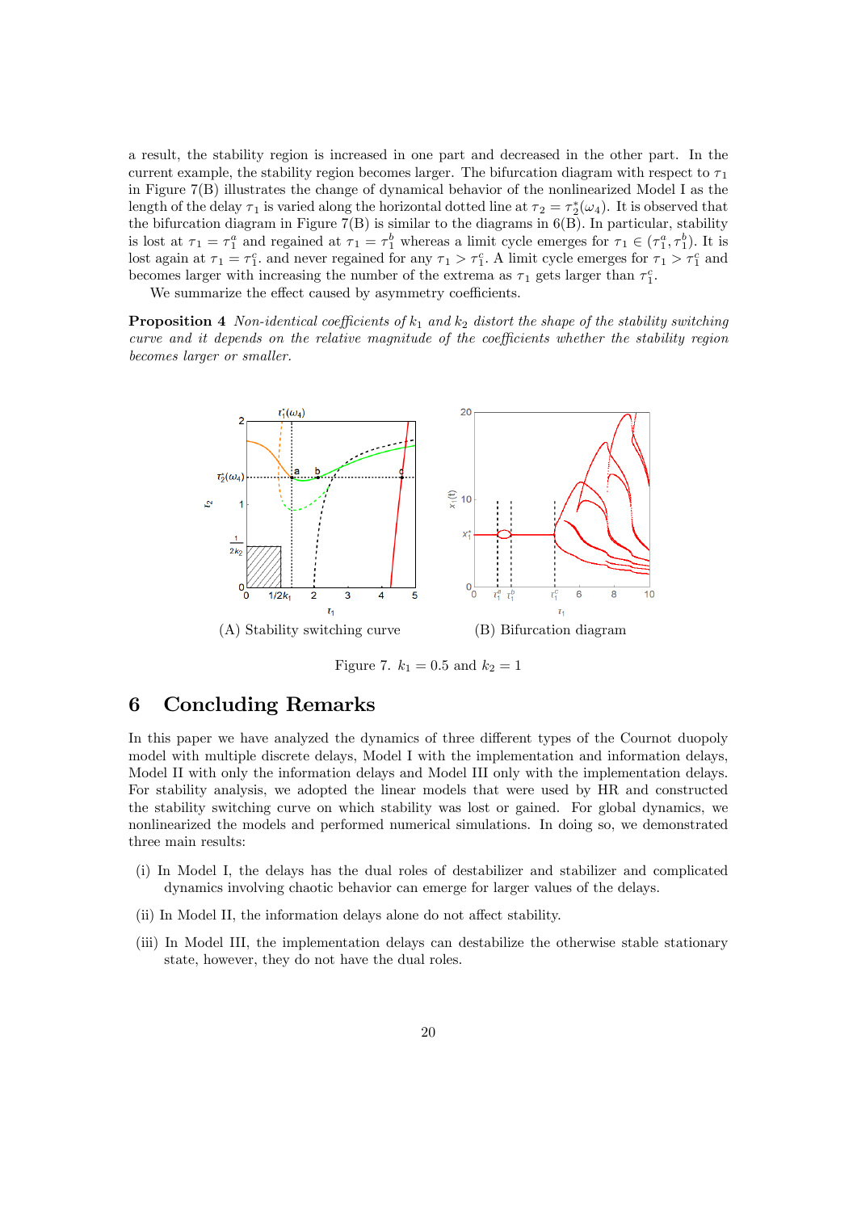a result, the stability region is increased in one part and decreased in the other part. In the current example, the stability region becomes larger. The bifurcation diagram with respect to $\tau_1$ in Figure 7(B) illustrates the change of dynamical behavior of the nonlinearized Model I as the length of the delay $\tau_1$ is varied along the horizontal dotted line at $\tau_2 = \tau_2^*(\omega_4)$. It is observed that the bifurcation diagram in Figure 7(B) is similar to the diagrams in 6(B). In particular, stability is lost at $\tau_1 = \tau_1^a$ and regained at $\tau_1 = \tau_1^b$ whereas a limit cycle emerges for $\tau_1 \in (\tau_1^a, \tau_1^b)$. It is lost again at $\tau_1 = \tau_1^c$. and never regained for any $\tau_1 > \tau_1^c$. A limit cycle emerges for $\tau_1 > \tau_1^c$ and becomes larger with increasing the number of the extrema as $\tau_1$ gets larger than $\tau_1^c$.

We summarize the effect caused by asymmetry coefficients.

**Proposition 4** *Non-identical coefficients of $k_1$ and $k_2$ distort the shape of the stability switching curve and it depends on the relative magnitude of the coefficients whether the stability region becomes larger or smaller.*

(A) Stability switching curve

(B) Bifurcation diagram

Figure 7. $k_1 = 0.5$ and $k_2 = 1$

## 6 Concluding Remarks

In this paper we have analyzed the dynamics of three different types of the Cournot duopoly model with multiple discrete delays, Model I with the implementation and information delays, Model II with only the information delays and Model III only with the implementation delays. For stability analysis, we adopted the linear models that were used by HR and constructed the stability switching curve on which stability was lost or gained. For global dynamics, we nonlinearized the models and performed numerical simulations. In doing so, we demonstrated three main results:

(i) In Model I, the delays has the dual roles of destabilizer and stabilizer and complicated dynamics involving chaotic behavior can emerge for larger values of the delays.

(ii) In Model II, the information delays alone do not affect stability.

(iii) In Model III, the implementation delays can destabilize the otherwise stable stationary state, however, they do not have the dual roles.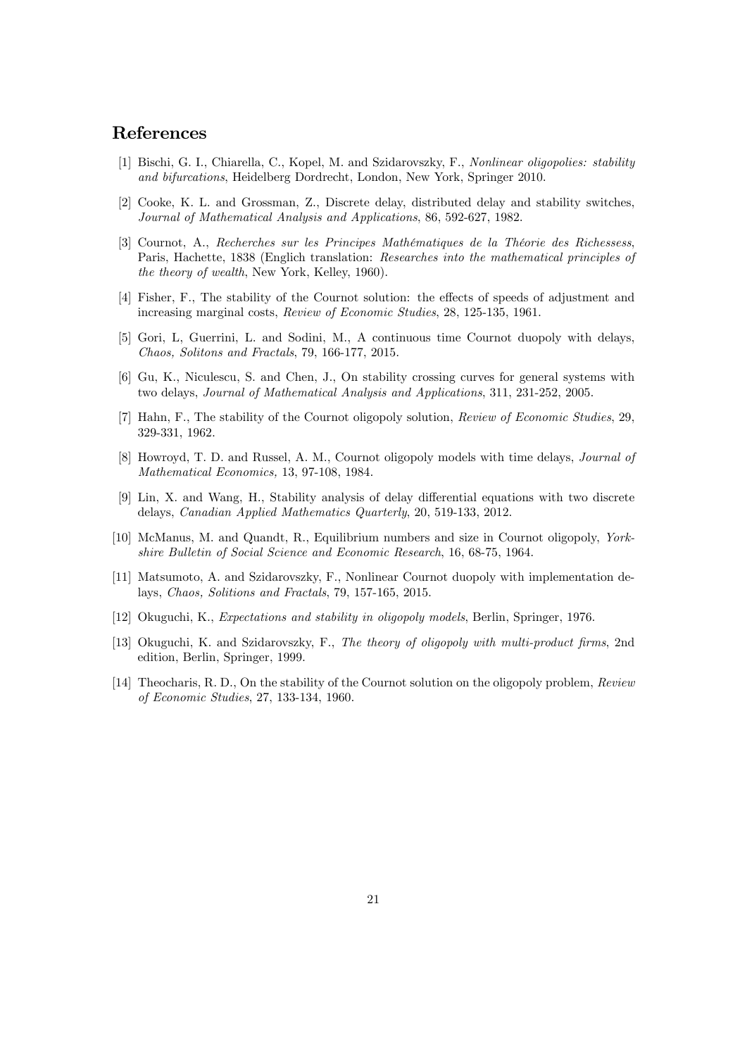# References

[1] Bischi, G. I., Chiarella, C., Kopel, M. and Szidarovszky, F., *Nonlinear oligopolies: stability and bifurcations*, Heidelberg Dordrecht, London, New York, Springer 2010.

[2] Cooke, K. L. and Grossman, Z., Discrete delay, distributed delay and stability switches, *Journal of Mathematical Analysis and Applications*, 86, 592-627, 1982.

[3] Cournot, A., *Recherches sur les Principes Mathématiques de la Théorie des Richessess*, Paris, Hachette, 1838 (Englich translation: *Researches into the mathematical principles of the theory of wealth*, New York, Kelley, 1960).

[4] Fisher, F., The stability of the Cournot solution: the effects of speeds of adjustment and increasing marginal costs, *Review of Economic Studies*, 28, 125-135, 1961.

[5] Gori, L, Guerrini, L. and Sodini, M., A continuous time Cournot duopoly with delays, *Chaos, Solitons and Fractals*, 79, 166-177, 2015.

[6] Gu, K., Niculescu, S. and Chen, J., On stability crossing curves for general systems with two delays, *Journal of Mathematical Analysis and Applications*, 311, 231-252, 2005.

[7] Hahn, F., The stability of the Cournot oligopoly solution, *Review of Economic Studies*, 29, 329-331, 1962.

[8] Howroyd, T. D. and Russel, A. M., Cournot oligopoly models with time delays, *Journal of Mathematical Economics,* 13, 97-108, 1984.

[9] Lin, X. and Wang, H., Stability analysis of delay differential equations with two discrete delays, *Canadian Applied Mathematics Quarterly*, 20, 519-133, 2012.

[10] McManus, M. and Quandt, R., Equilibrium numbers and size in Cournot oligopoly, *Yorkshire Bulletin of Social Science and Economic Research*, 16, 68-75, 1964.

[11] Matsumoto, A. and Szidarovszky, F., Nonlinear Cournot duopoly with implementation delays, *Chaos, Solitions and Fractals*, 79, 157-165, 2015.

[12] Okuguchi, K., *Expectations and stability in oligopoly models*, Berlin, Springer, 1976.

[13] Okuguchi, K. and Szidarovszky, F., *The theory of oligopoly with multi-product firms*, 2nd edition, Berlin, Springer, 1999.

[14] Theocharis, R. D., On the stability of the Cournot solution on the oligopoly problem, *Review of Economic Studies*, 27, 133-134, 1960.